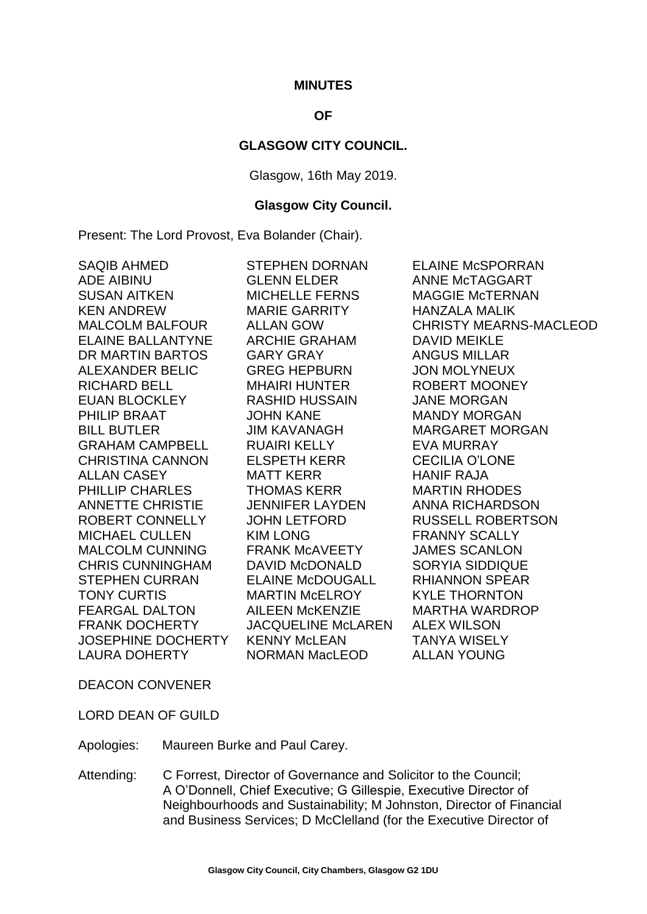**MINUTES**

**OF**

**GLASGOW CITY COUNCIL.**

Glasgow, 16th May 2019.

**Glasgow City Council.**

Present: The Lord Provost, Eva Bolander (Chair).

SAQIB AHMED
ADE AIBINU
SUSAN AITKEN
KEN ANDREW
MALCOLM BALFOUR
ELAINE BALLANTYNE
DR MARTIN BARTOS
ALEXANDER BELIC
RICHARD BELL
EUAN BLOCKLEY
PHILIP BRAAT
BILL BUTLER
GRAHAM CAMPBELL
CHRISTINA CANNON
ALLAN CASEY
PHILLIP CHARLES
ANNETTE CHRISTIE
ROBERT CONNELLY
MICHAEL CULLEN
MALCOLM CUNNING
CHRIS CUNNINGHAM
STEPHEN CURRAN
TONY CURTIS
FEARGAL DALTON
FRANK DOCHERTY
JOSEPHINE DOCHERTY
LAURA DOHERTY
STEPHEN DORNAN
GLENN ELDER
MICHELLE FERNS
MARIE GARRITY
ALLAN GOW
ARCHIE GRAHAM
GARY GRAY
GREG HEPBURN
MHAIRI HUNTER
RASHID HUSSAIN
JOHN KANE
JIM KAVANAGH
RUAIRI KELLY
ELSPETH KERR
MATT KERR
THOMAS KERR
JENNIFER LAYDEN
JOHN LETFORD
KIM LONG
FRANK McAVEETY
DAVID McDONALD
ELAINE McDOUGALL
MARTIN McELROY
AILEEN McKENZIE
JACQUELINE McLAREN
KENNY McLEAN
NORMAN MacLEOD
ELAINE McSPORRAN
ANNE McTAGGART
MAGGIE McTERNAN
HANZALA MALIK
CHRISTY MEARNS-MACLEOD
DAVID MEIKLE
ANGUS MILLAR
JON MOLYNEUX
ROBERT MOONEY
JANE MORGAN
MANDY MORGAN
MARGARET MORGAN
EVA MURRAY
CECILIA O'LONE
HANIF RAJA
MARTIN RHODES
ANNA RICHARDSON
RUSSELL ROBERTSON
FRANNY SCALLY
JAMES SCANLON
SORYIA SIDDIQUE
RHIANNON SPEAR
KYLE THORNTON
MARTHA WARDROP
ALEX WILSON
TANYA WISELY
ALLAN YOUNG

DEACON CONVENER

LORD DEAN OF GUILD

Apologies: Maureen Burke and Paul Carey.

Attending: C Forrest, Director of Governance and Solicitor to the Council; A O'Donnell, Chief Executive; G Gillespie, Executive Director of Neighbourhoods and Sustainability; M Johnston, Director of Financial and Business Services; D McClelland (for the Executive Director of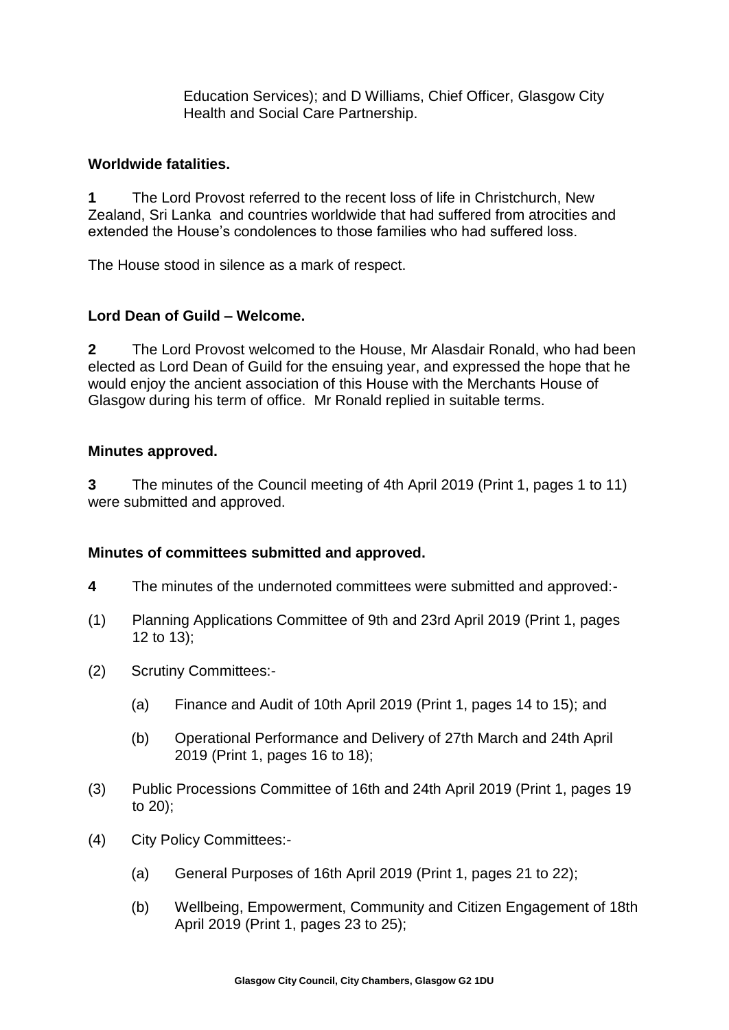Education Services); and D Williams, Chief Officer, Glasgow City Health and Social Care Partnership.

**Worldwide fatalities.**

**1** The Lord Provost referred to the recent loss of life in Christchurch, New Zealand, Sri Lanka and countries worldwide that had suffered from atrocities and extended the House's condolences to those families who had suffered loss.

The House stood in silence as a mark of respect.

**Lord Dean of Guild – Welcome.**

**2** The Lord Provost welcomed to the House, Mr Alasdair Ronald, who had been elected as Lord Dean of Guild for the ensuing year, and expressed the hope that he would enjoy the ancient association of this House with the Merchants House of Glasgow during his term of office. Mr Ronald replied in suitable terms.

**Minutes approved.**

**3** The minutes of the Council meeting of 4th April 2019 (Print 1, pages 1 to 11) were submitted and approved.

**Minutes of committees submitted and approved.**

**4** The minutes of the undernoted committees were submitted and approved:-

(1) Planning Applications Committee of 9th and 23rd April 2019 (Print 1, pages 12 to 13);

(2) Scrutiny Committees:-

 (a) Finance and Audit of 10th April 2019 (Print 1, pages 14 to 15); and

 (b) Operational Performance and Delivery of 27th March and 24th April 2019 (Print 1, pages 16 to 18);

(3) Public Processions Committee of 16th and 24th April 2019 (Print 1, pages 19 to 20);

(4) City Policy Committees:-

 (a) General Purposes of 16th April 2019 (Print 1, pages 21 to 22);

 (b) Wellbeing, Empowerment, Community and Citizen Engagement of 18th April 2019 (Print 1, pages 23 to 25);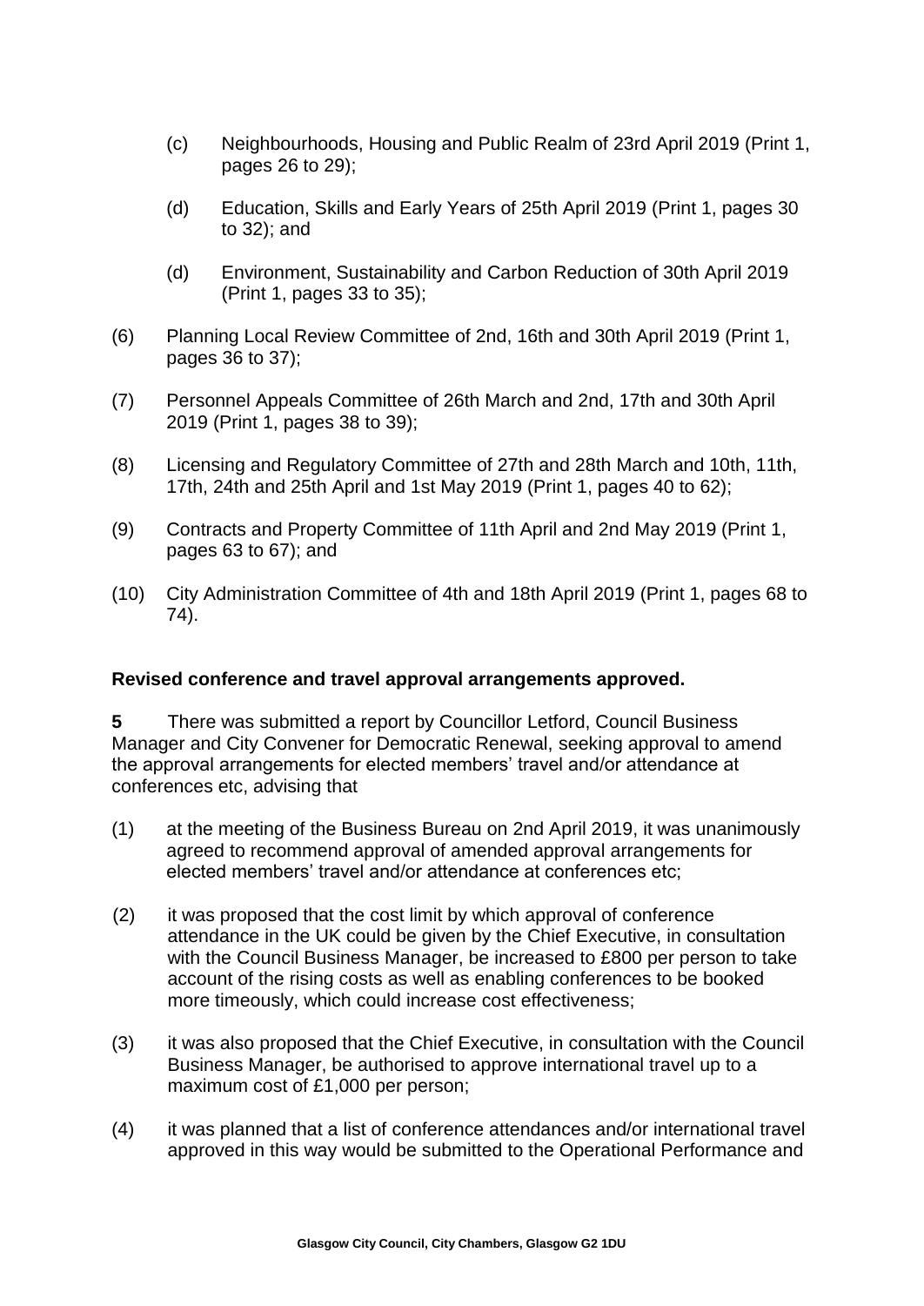(c) Neighbourhoods, Housing and Public Realm of 23rd April 2019 (Print 1, pages 26 to 29);

(d) Education, Skills and Early Years of 25th April 2019 (Print 1, pages 30 to 32); and

(d) Environment, Sustainability and Carbon Reduction of 30th April 2019 (Print 1, pages 33 to 35);

(6) Planning Local Review Committee of 2nd, 16th and 30th April 2019 (Print 1, pages 36 to 37);

(7) Personnel Appeals Committee of 26th March and 2nd, 17th and 30th April 2019 (Print 1, pages 38 to 39);

(8) Licensing and Regulatory Committee of 27th and 28th March and 10th, 11th, 17th, 24th and 25th April and 1st May 2019 (Print 1, pages 40 to 62);

(9) Contracts and Property Committee of 11th April and 2nd May 2019 (Print 1, pages 63 to 67); and

(10) City Administration Committee of 4th and 18th April 2019 (Print 1, pages 68 to 74).

**Revised conference and travel approval arrangements approved.**

**5** There was submitted a report by Councillor Letford, Council Business Manager and City Convener for Democratic Renewal, seeking approval to amend the approval arrangements for elected members' travel and/or attendance at conferences etc, advising that

(1) at the meeting of the Business Bureau on 2nd April 2019, it was unanimously agreed to recommend approval of amended approval arrangements for elected members' travel and/or attendance at conferences etc;

(2) it was proposed that the cost limit by which approval of conference attendance in the UK could be given by the Chief Executive, in consultation with the Council Business Manager, be increased to £800 per person to take account of the rising costs as well as enabling conferences to be booked more timeously, which could increase cost effectiveness;

(3) it was also proposed that the Chief Executive, in consultation with the Council Business Manager, be authorised to approve international travel up to a maximum cost of £1,000 per person;

(4) it was planned that a list of conference attendances and/or international travel approved in this way would be submitted to the Operational Performance and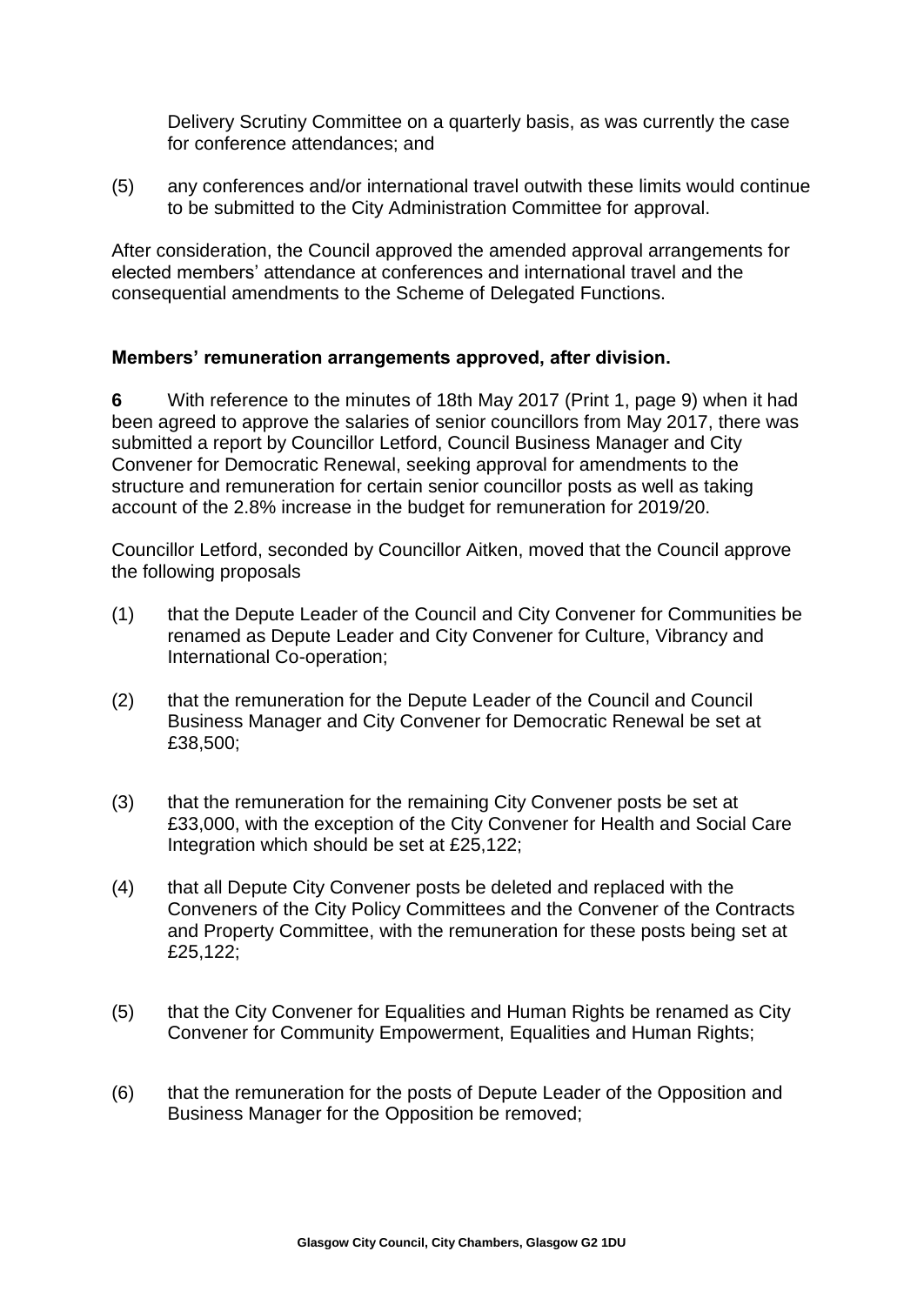Delivery Scrutiny Committee on a quarterly basis, as was currently the case for conference attendances; and

(5) any conferences and/or international travel outwith these limits would continue to be submitted to the City Administration Committee for approval.

After consideration, the Council approved the amended approval arrangements for elected members' attendance at conferences and international travel and the consequential amendments to the Scheme of Delegated Functions.

**Members' remuneration arrangements approved, after division.**

**6** With reference to the minutes of 18th May 2017 (Print 1, page 9) when it had been agreed to approve the salaries of senior councillors from May 2017, there was submitted a report by Councillor Letford, Council Business Manager and City Convener for Democratic Renewal, seeking approval for amendments to the structure and remuneration for certain senior councillor posts as well as taking account of the 2.8% increase in the budget for remuneration for 2019/20.

Councillor Letford, seconded by Councillor Aitken, moved that the Council approve the following proposals

(1) that the Depute Leader of the Council and City Convener for Communities be renamed as Depute Leader and City Convener for Culture, Vibrancy and International Co-operation;

(2) that the remuneration for the Depute Leader of the Council and Council Business Manager and City Convener for Democratic Renewal be set at £38,500;

(3) that the remuneration for the remaining City Convener posts be set at £33,000, with the exception of the City Convener for Health and Social Care Integration which should be set at £25,122;

(4) that all Depute City Convener posts be deleted and replaced with the Conveners of the City Policy Committees and the Convener of the Contracts and Property Committee, with the remuneration for these posts being set at £25,122;

(5) that the City Convener for Equalities and Human Rights be renamed as City Convener for Community Empowerment, Equalities and Human Rights;

(6) that the remuneration for the posts of Depute Leader of the Opposition and Business Manager for the Opposition be removed;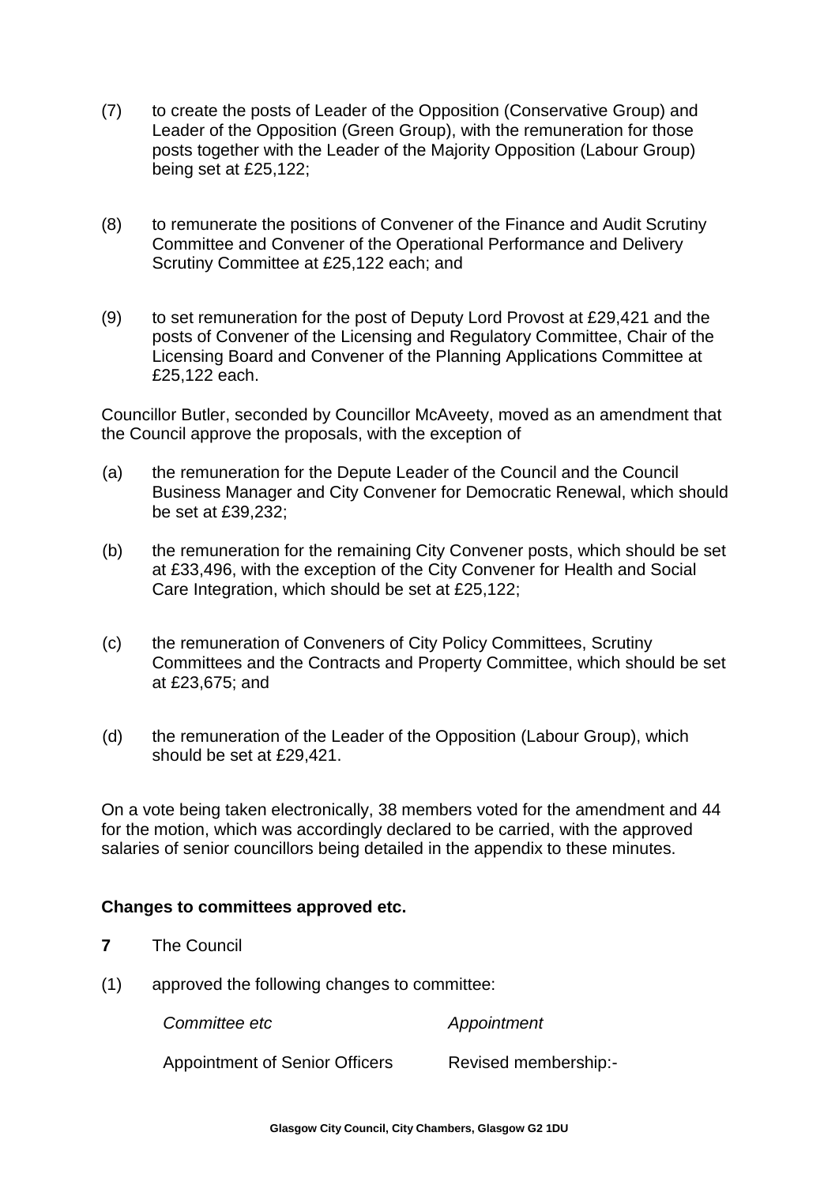(7) to create the posts of Leader of the Opposition (Conservative Group) and Leader of the Opposition (Green Group), with the remuneration for those posts together with the Leader of the Majority Opposition (Labour Group) being set at £25,122;

(8) to remunerate the positions of Convener of the Finance and Audit Scrutiny Committee and Convener of the Operational Performance and Delivery Scrutiny Committee at £25,122 each; and

(9) to set remuneration for the post of Deputy Lord Provost at £29,421 and the posts of Convener of the Licensing and Regulatory Committee, Chair of the Licensing Board and Convener of the Planning Applications Committee at £25,122 each.

Councillor Butler, seconded by Councillor McAveety, moved as an amendment that the Council approve the proposals, with the exception of

(a) the remuneration for the Depute Leader of the Council and the Council Business Manager and City Convener for Democratic Renewal, which should be set at £39,232;

(b) the remuneration for the remaining City Convener posts, which should be set at £33,496, with the exception of the City Convener for Health and Social Care Integration, which should be set at £25,122;

(c) the remuneration of Conveners of City Policy Committees, Scrutiny Committees and the Contracts and Property Committee, which should be set at £23,675; and

(d) the remuneration of the Leader of the Opposition (Labour Group), which should be set at £29,421.

On a vote being taken electronically, 38 members voted for the amendment and 44 for the motion, which was accordingly declared to be carried, with the approved salaries of senior councillors being detailed in the appendix to these minutes.

**Changes to committees approved etc.**

**7** The Council

(1) approved the following changes to committee:

| *Committee etc* | *Appointment* |
|---|---|
| Appointment of Senior Officers | Revised membership:- |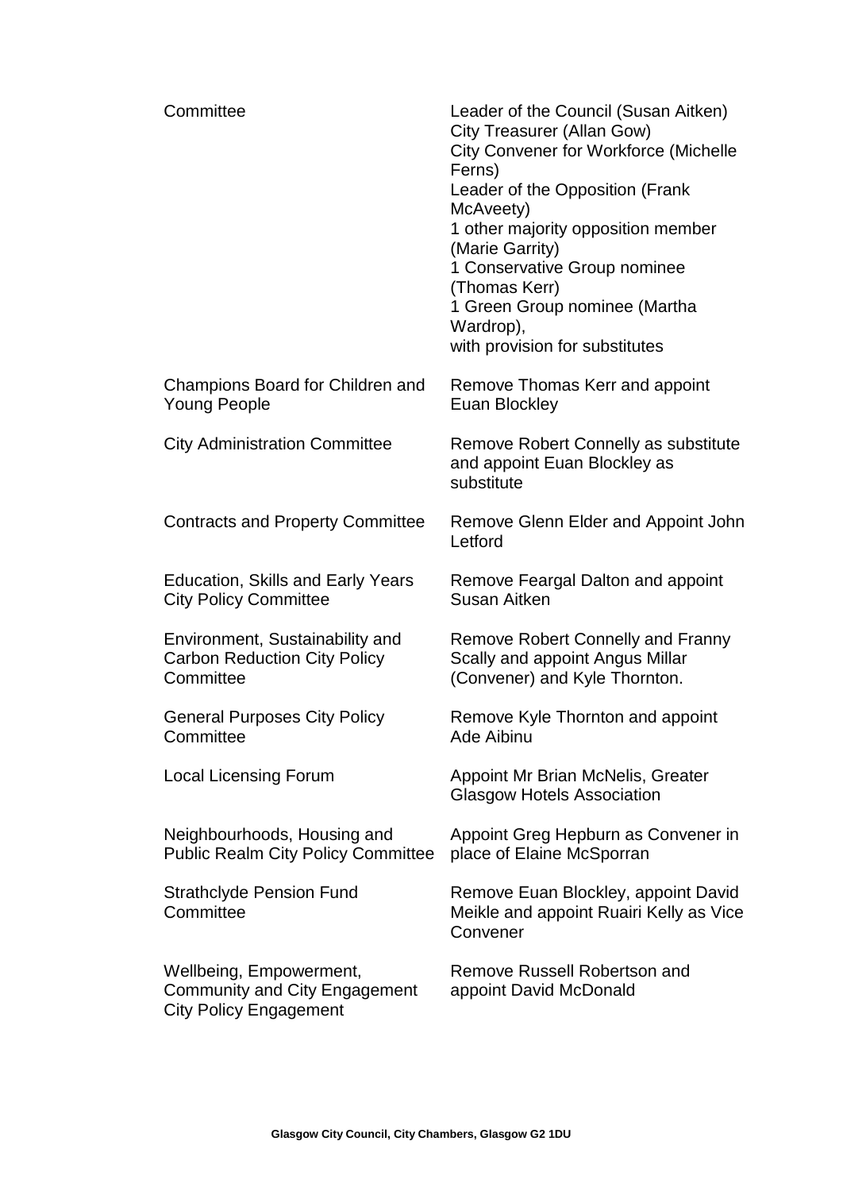| | |
|---|---|
| Committee | Leader of the Council (Susan Aitken)<br>City Treasurer (Allan Gow)<br>City Convener for Workforce (Michelle Ferns)<br>Leader of the Opposition (Frank McAveety)<br>1 other majority opposition member (Marie Garrity)<br>1 Conservative Group nominee (Thomas Kerr)<br>1 Green Group nominee (Martha Wardrop),<br>with provision for substitutes |
| Champions Board for Children and Young People | Remove Thomas Kerr and appoint Euan Blockley |
| City Administration Committee | Remove Robert Connelly as substitute and appoint Euan Blockley as substitute |
| Contracts and Property Committee | Remove Glenn Elder and Appoint John Letford |
| Education, Skills and Early Years City Policy Committee | Remove Feargal Dalton and appoint Susan Aitken |
| Environment, Sustainability and Carbon Reduction City Policy Committee | Remove Robert Connelly and Franny Scally and appoint Angus Millar (Convener) and Kyle Thornton. |
| General Purposes City Policy Committee | Remove Kyle Thornton and appoint Ade Aibinu |
| Local Licensing Forum | Appoint Mr Brian McNelis, Greater Glasgow Hotels Association |
| Neighbourhoods, Housing and Public Realm City Policy Committee | Appoint Greg Hepburn as Convener in place of Elaine McSporran |
| Strathclyde Pension Fund Committee | Remove Euan Blockley, appoint David Meikle and appoint Ruairi Kelly as Vice Convener |
| Wellbeing, Empowerment, Community and City Engagement City Policy Engagement | Remove Russell Robertson and appoint David McDonald |

**Glasgow City Council, City Chambers, Glasgow G2 1DU**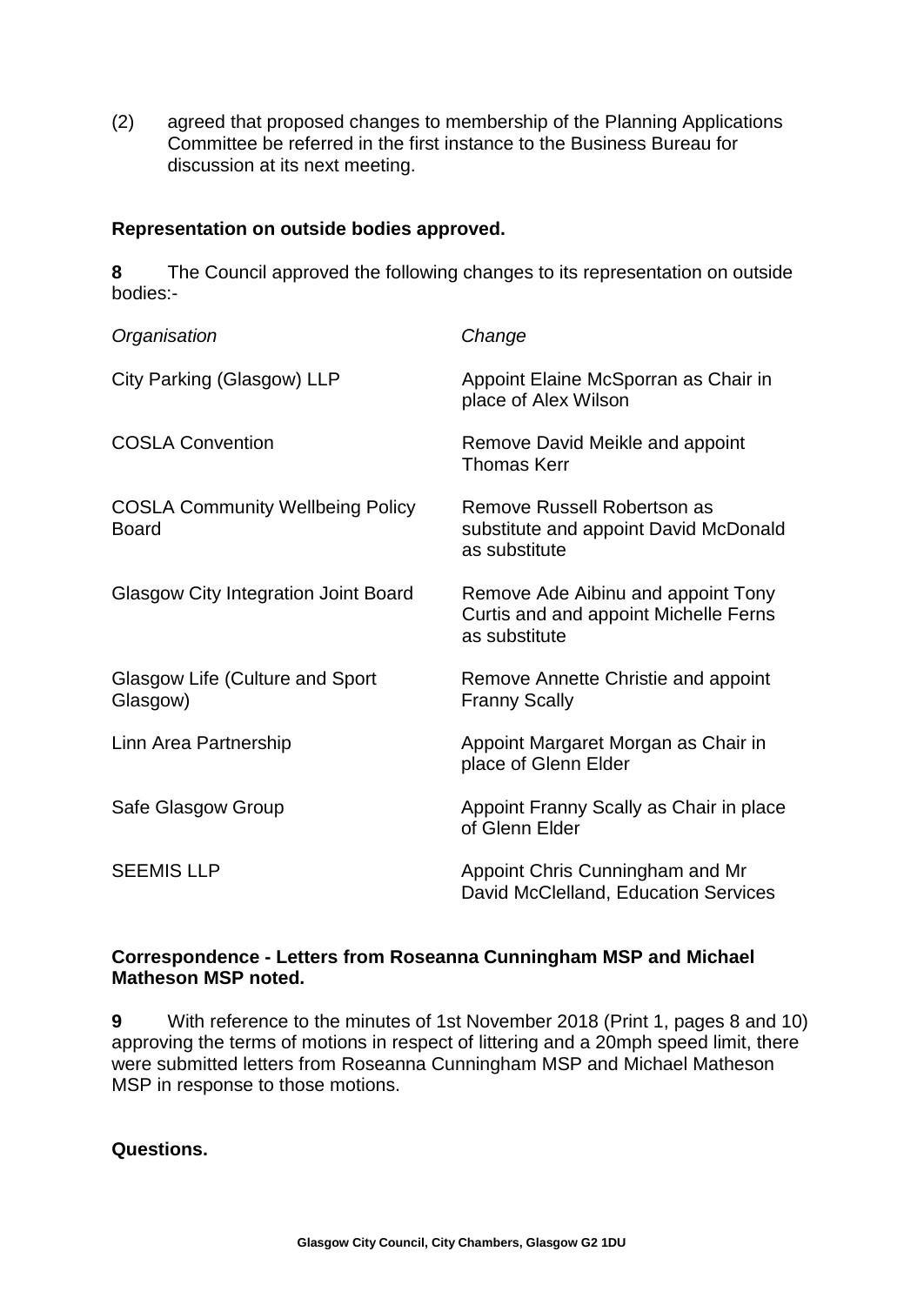(2) agreed that proposed changes to membership of the Planning Applications Committee be referred in the first instance to the Business Bureau for discussion at its next meeting.

**Representation on outside bodies approved.**

**8** The Council approved the following changes to its representation on outside bodies:-

| *Organisation* | *Change* |
|---|---|
| City Parking (Glasgow) LLP | Appoint Elaine McSporran as Chair in place of Alex Wilson |
| COSLA Convention | Remove David Meikle and appoint Thomas Kerr |
| COSLA Community Wellbeing Policy Board | Remove Russell Robertson as substitute and appoint David McDonald as substitute |
| Glasgow City Integration Joint Board | Remove Ade Aibinu and appoint Tony Curtis and and appoint Michelle Ferns as substitute |
| Glasgow Life (Culture and Sport Glasgow) | Remove Annette Christie and appoint Franny Scally |
| Linn Area Partnership | Appoint Margaret Morgan as Chair in place of Glenn Elder |
| Safe Glasgow Group | Appoint Franny Scally as Chair in place of Glenn Elder |
| SEEMIS LLP | Appoint Chris Cunningham and Mr David McClelland, Education Services |

**Correspondence - Letters from Roseanna Cunningham MSP and Michael Matheson MSP noted.**

**9** With reference to the minutes of 1st November 2018 (Print 1, pages 8 and 10) approving the terms of motions in respect of littering and a 20mph speed limit, there were submitted letters from Roseanna Cunningham MSP and Michael Matheson MSP in response to those motions.

**Questions.**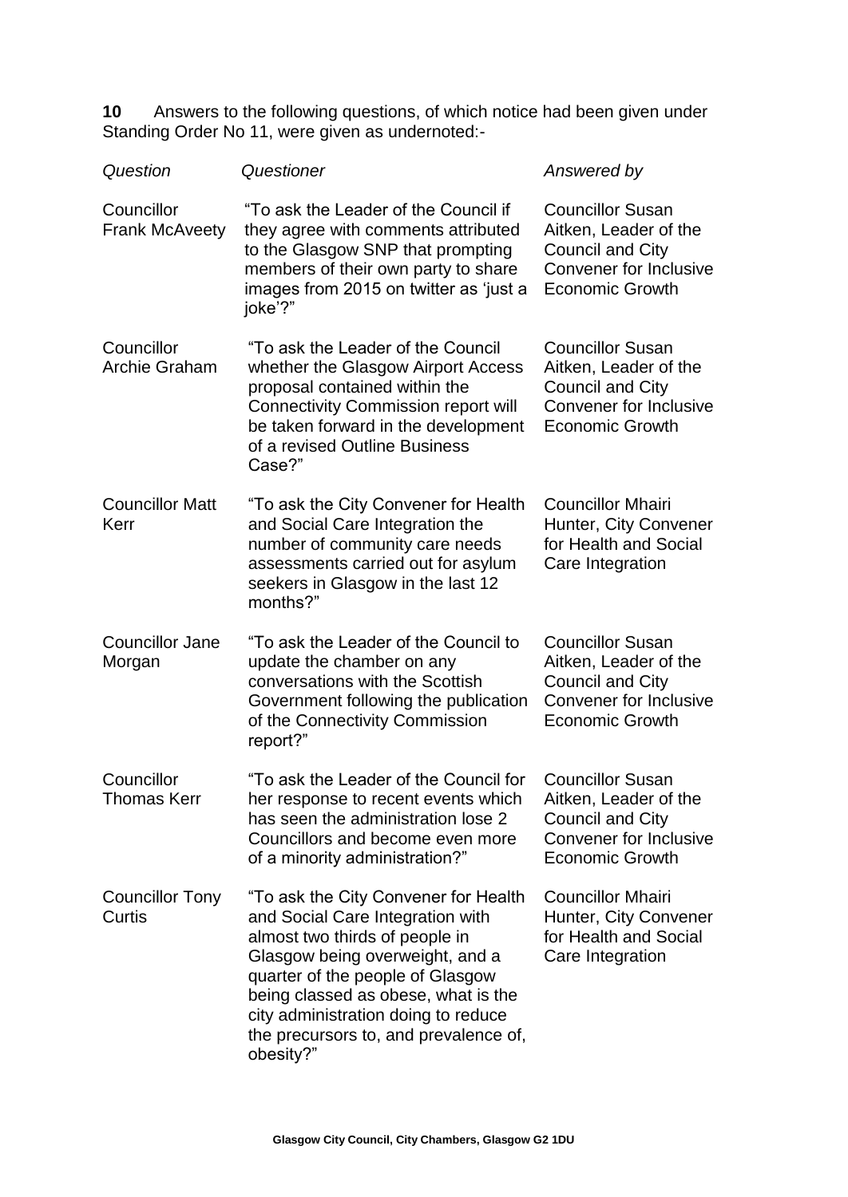**10** Answers to the following questions, of which notice had been given under Standing Order No 11, were given as undernoted:-

| *Question* | *Questioner* | *Answered by* |
| --- | --- | --- |
| Councillor Frank McAveety | "To ask the Leader of the Council if they agree with comments attributed to the Glasgow SNP that prompting members of their own party to share images from 2015 on twitter as 'just a joke'?" | Councillor Susan Aitken, Leader of the Council and City Convener for Inclusive Economic Growth |
| Councillor Archie Graham | "To ask the Leader of the Council whether the Glasgow Airport Access proposal contained within the Connectivity Commission report will be taken forward in the development of a revised Outline Business Case?" | Councillor Susan Aitken, Leader of the Council and City Convener for Inclusive Economic Growth |
| Councillor Matt Kerr | "To ask the City Convener for Health and Social Care Integration the number of community care needs assessments carried out for asylum seekers in Glasgow in the last 12 months?" | Councillor Mhairi Hunter, City Convener for Health and Social Care Integration |
| Councillor Jane Morgan | "To ask the Leader of the Council to update the chamber on any conversations with the Scottish Government following the publication of the Connectivity Commission report?" | Councillor Susan Aitken, Leader of the Council and City Convener for Inclusive Economic Growth |
| Councillor Thomas Kerr | "To ask the Leader of the Council for her response to recent events which has seen the administration lose 2 Councillors and become even more of a minority administration?" | Councillor Susan Aitken, Leader of the Council and City Convener for Inclusive Economic Growth |
| Councillor Tony Curtis | "To ask the City Convener for Health and Social Care Integration with almost two thirds of people in Glasgow being overweight, and a quarter of the people of Glasgow being classed as obese, what is the city administration doing to reduce the precursors to, and prevalence of, obesity?" | Councillor Mhairi Hunter, City Convener for Health and Social Care Integration |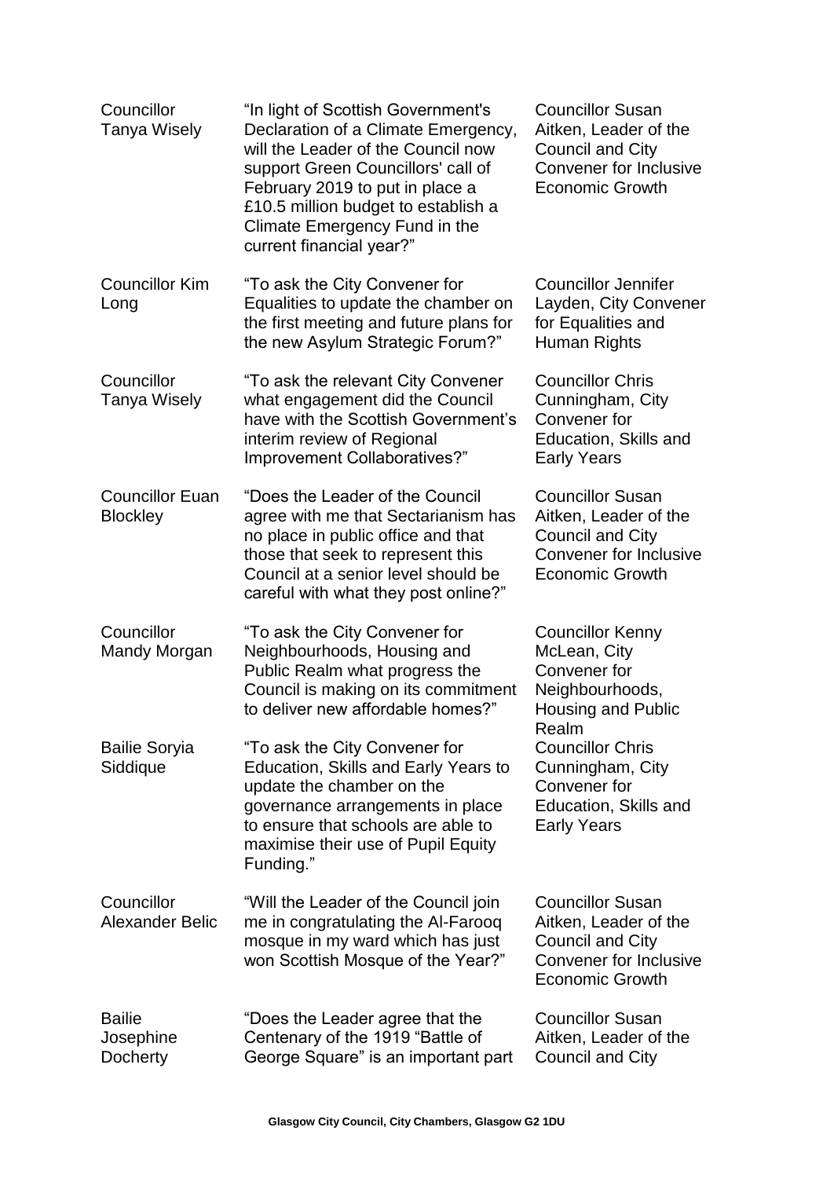| | | |
|---|---|---|
| Councillor Tanya Wisely | "In light of Scottish Government's Declaration of a Climate Emergency, will the Leader of the Council now support Green Councillors' call of February 2019 to put in place a £10.5 million budget to establish a Climate Emergency Fund in the current financial year?" | Councillor Susan Aitken, Leader of the Council and City Convener for Inclusive Economic Growth |
| Councillor Kim Long | "To ask the City Convener for Equalities to update the chamber on the first meeting and future plans for the new Asylum Strategic Forum?" | Councillor Jennifer Layden, City Convener for Equalities and Human Rights |
| Councillor Tanya Wisely | "To ask the relevant City Convener what engagement did the Council have with the Scottish Government's interim review of Regional Improvement Collaboratives?" | Councillor Chris Cunningham, City Convener for Education, Skills and Early Years |
| Councillor Euan Blockley | "Does the Leader of the Council agree with me that Sectarianism has no place in public office and that those that seek to represent this Council at a senior level should be careful with what they post online?" | Councillor Susan Aitken, Leader of the Council and City Convener for Inclusive Economic Growth |
| Councillor Mandy Morgan | "To ask the City Convener for Neighbourhoods, Housing and Public Realm what progress the Council is making on its commitment to deliver new affordable homes?" | Councillor Kenny McLean, City Convener for Neighbourhoods, Housing and Public Realm |
| Bailie Soryia Siddique | "To ask the City Convener for Education, Skills and Early Years to update the chamber on the governance arrangements in place to ensure that schools are able to maximise their use of Pupil Equity Funding." | Councillor Chris Cunningham, City Convener for Education, Skills and Early Years |
| Councillor Alexander Belic | "Will the Leader of the Council join me in congratulating the Al-Farooq mosque in my ward which has just won Scottish Mosque of the Year?" | Councillor Susan Aitken, Leader of the Council and City Convener for Inclusive Economic Growth |
| Bailie Josephine Docherty | "Does the Leader agree that the Centenary of the 1919 "Battle of George Square" is an important part | Councillor Susan Aitken, Leader of the Council and City |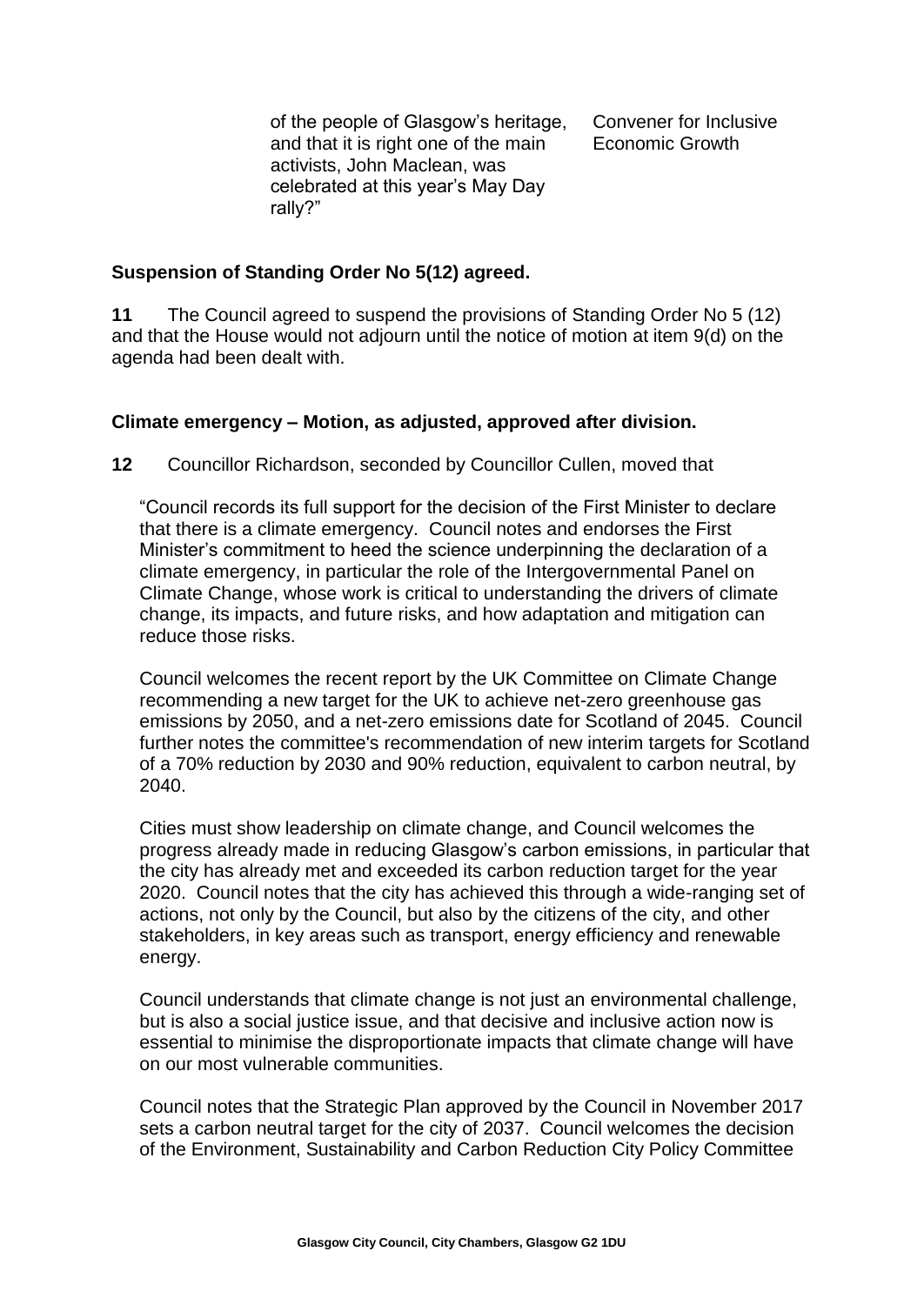| | of the people of Glasgow's heritage, and that it is right one of the main activists, John Maclean, was celebrated at this year's May Day rally?" | Convener for Inclusive Economic Growth |
|---|---|---|

**Suspension of Standing Order No 5(12) agreed.**

**11** The Council agreed to suspend the provisions of Standing Order No 5 (12) and that the House would not adjourn until the notice of motion at item 9(d) on the agenda had been dealt with.

**Climate emergency – Motion, as adjusted, approved after division.**

**12** Councillor Richardson, seconded by Councillor Cullen, moved that

"Council records its full support for the decision of the First Minister to declare that there is a climate emergency. Council notes and endorses the First Minister's commitment to heed the science underpinning the declaration of a climate emergency, in particular the role of the Intergovernmental Panel on Climate Change, whose work is critical to understanding the drivers of climate change, its impacts, and future risks, and how adaptation and mitigation can reduce those risks.

Council welcomes the recent report by the UK Committee on Climate Change recommending a new target for the UK to achieve net-zero greenhouse gas emissions by 2050, and a net-zero emissions date for Scotland of 2045. Council further notes the committee's recommendation of new interim targets for Scotland of a 70% reduction by 2030 and 90% reduction, equivalent to carbon neutral, by 2040.

Cities must show leadership on climate change, and Council welcomes the progress already made in reducing Glasgow's carbon emissions, in particular that the city has already met and exceeded its carbon reduction target for the year 2020. Council notes that the city has achieved this through a wide-ranging set of actions, not only by the Council, but also by the citizens of the city, and other stakeholders, in key areas such as transport, energy efficiency and renewable energy.

Council understands that climate change is not just an environmental challenge, but is also a social justice issue, and that decisive and inclusive action now is essential to minimise the disproportionate impacts that climate change will have on our most vulnerable communities.

Council notes that the Strategic Plan approved by the Council in November 2017 sets a carbon neutral target for the city of 2037. Council welcomes the decision of the Environment, Sustainability and Carbon Reduction City Policy Committee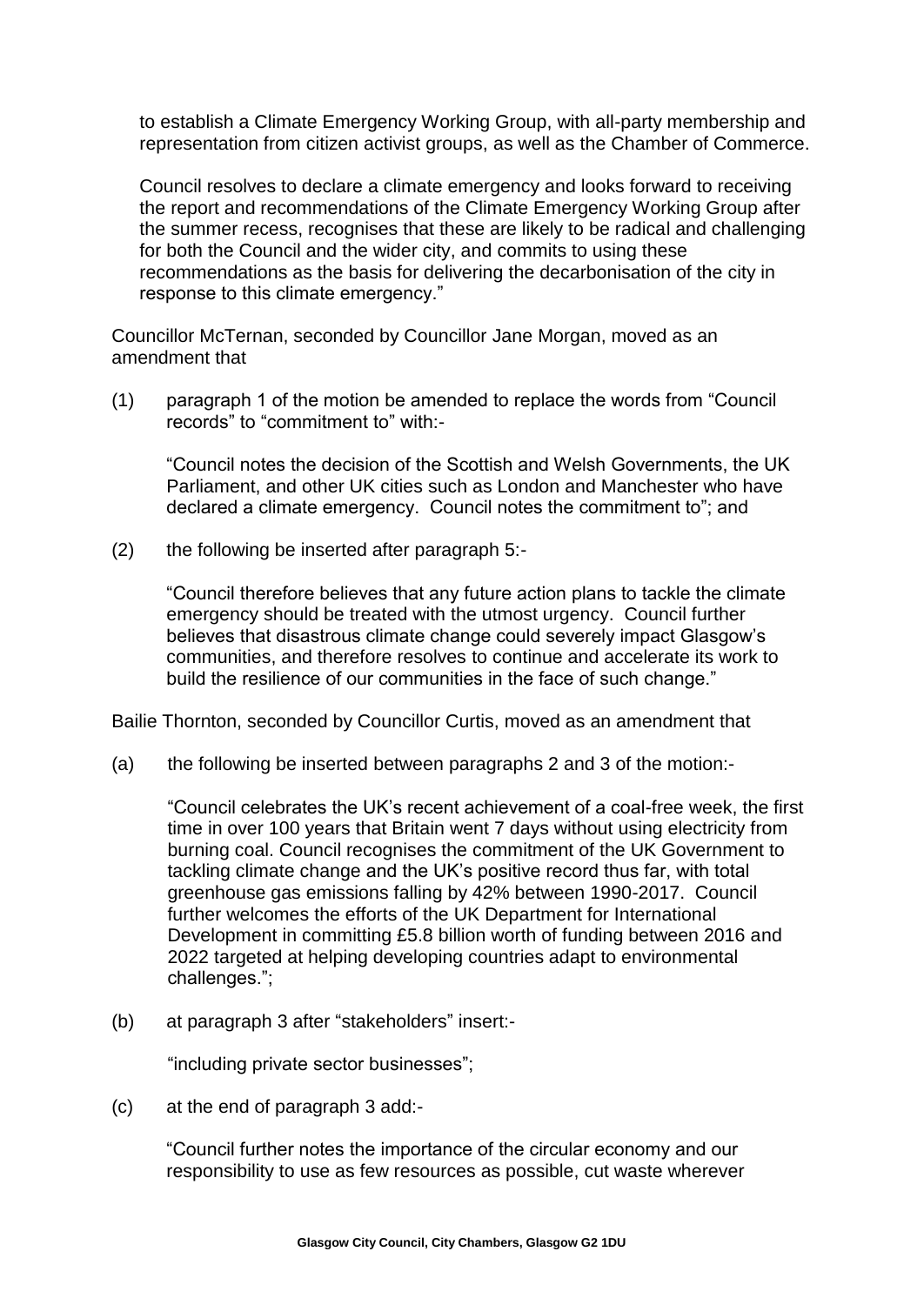to establish a Climate Emergency Working Group, with all-party membership and representation from citizen activist groups, as well as the Chamber of Commerce.

Council resolves to declare a climate emergency and looks forward to receiving the report and recommendations of the Climate Emergency Working Group after the summer recess, recognises that these are likely to be radical and challenging for both the Council and the wider city, and commits to using these recommendations as the basis for delivering the decarbonisation of the city in response to this climate emergency."

Councillor McTernan, seconded by Councillor Jane Morgan, moved as an amendment that

(1) paragraph 1 of the motion be amended to replace the words from "Council records" to "commitment to" with:-

"Council notes the decision of the Scottish and Welsh Governments, the UK Parliament, and other UK cities such as London and Manchester who have declared a climate emergency. Council notes the commitment to"; and

(2) the following be inserted after paragraph 5:-

"Council therefore believes that any future action plans to tackle the climate emergency should be treated with the utmost urgency. Council further believes that disastrous climate change could severely impact Glasgow's communities, and therefore resolves to continue and accelerate its work to build the resilience of our communities in the face of such change."

Bailie Thornton, seconded by Councillor Curtis, moved as an amendment that

(a) the following be inserted between paragraphs 2 and 3 of the motion:-

"Council celebrates the UK's recent achievement of a coal-free week, the first time in over 100 years that Britain went 7 days without using electricity from burning coal. Council recognises the commitment of the UK Government to tackling climate change and the UK's positive record thus far, with total greenhouse gas emissions falling by 42% between 1990-2017. Council further welcomes the efforts of the UK Department for International Development in committing £5.8 billion worth of funding between 2016 and 2022 targeted at helping developing countries adapt to environmental challenges.";

(b) at paragraph 3 after "stakeholders" insert:-

"including private sector businesses";

(c) at the end of paragraph 3 add:-

"Council further notes the importance of the circular economy and our responsibility to use as few resources as possible, cut waste wherever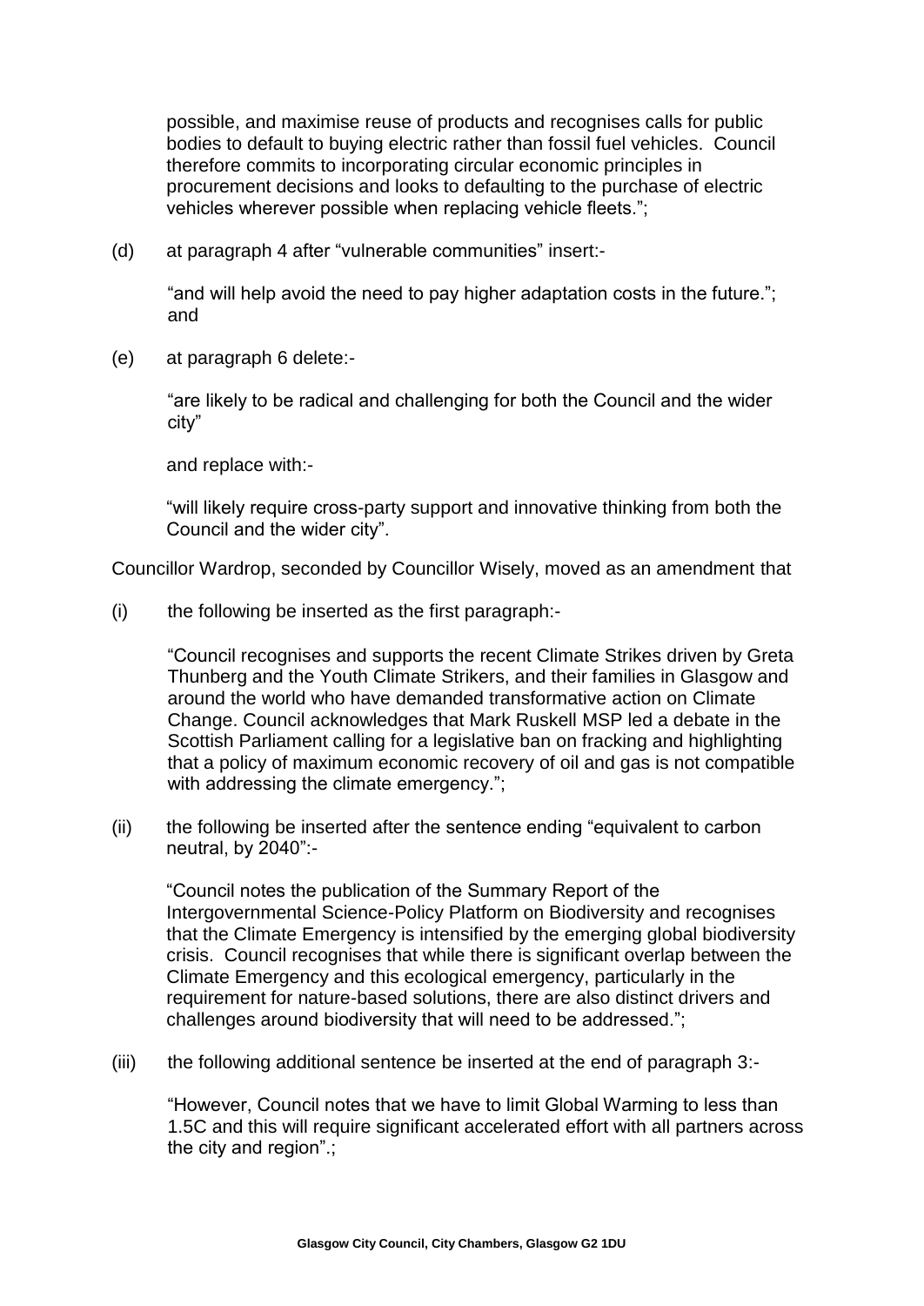possible, and maximise reuse of products and recognises calls for public bodies to default to buying electric rather than fossil fuel vehicles. Council therefore commits to incorporating circular economic principles in procurement decisions and looks to defaulting to the purchase of electric vehicles wherever possible when replacing vehicle fleets.";

(d) at paragraph 4 after "vulnerable communities" insert:-

"and will help avoid the need to pay higher adaptation costs in the future."; and

(e) at paragraph 6 delete:-

"are likely to be radical and challenging for both the Council and the wider city"

and replace with:-

"will likely require cross-party support and innovative thinking from both the Council and the wider city".

Councillor Wardrop, seconded by Councillor Wisely, moved as an amendment that

(i) the following be inserted as the first paragraph:-

"Council recognises and supports the recent Climate Strikes driven by Greta Thunberg and the Youth Climate Strikers, and their families in Glasgow and around the world who have demanded transformative action on Climate Change. Council acknowledges that Mark Ruskell MSP led a debate in the Scottish Parliament calling for a legislative ban on fracking and highlighting that a policy of maximum economic recovery of oil and gas is not compatible with addressing the climate emergency.";

(ii) the following be inserted after the sentence ending "equivalent to carbon neutral, by 2040":-

"Council notes the publication of the Summary Report of the Intergovernmental Science-Policy Platform on Biodiversity and recognises that the Climate Emergency is intensified by the emerging global biodiversity crisis. Council recognises that while there is significant overlap between the Climate Emergency and this ecological emergency, particularly in the requirement for nature-based solutions, there are also distinct drivers and challenges around biodiversity that will need to be addressed.";

(iii) the following additional sentence be inserted at the end of paragraph 3:-

"However, Council notes that we have to limit Global Warming to less than 1.5C and this will require significant accelerated effort with all partners across the city and region".;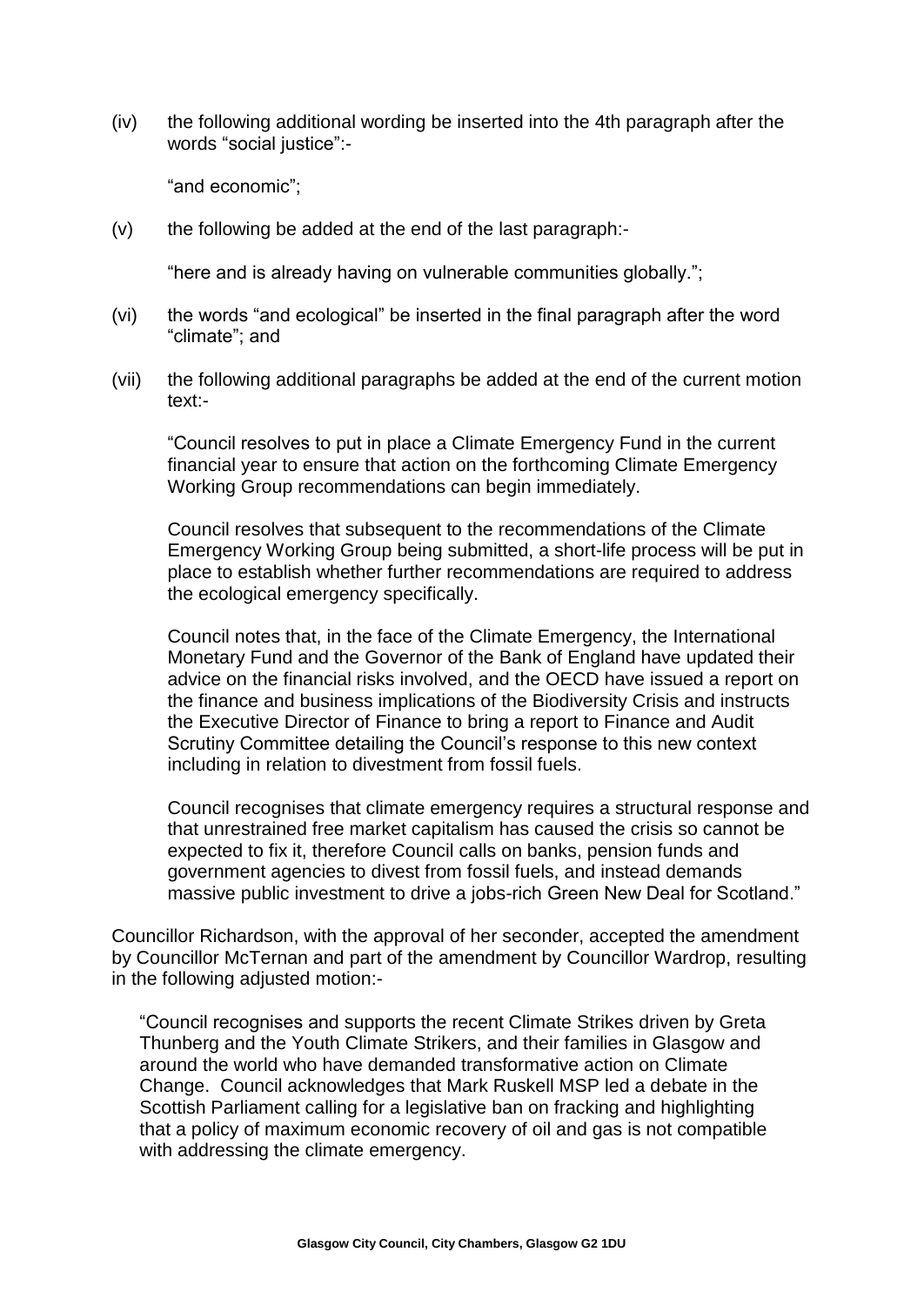(iv) the following additional wording be inserted into the 4th paragraph after the words "social justice":-

"and economic";

(v) the following be added at the end of the last paragraph:-

"here and is already having on vulnerable communities globally.";

(vi) the words "and ecological" be inserted in the final paragraph after the word "climate"; and

(vii) the following additional paragraphs be added at the end of the current motion text:-

"Council resolves to put in place a Climate Emergency Fund in the current financial year to ensure that action on the forthcoming Climate Emergency Working Group recommendations can begin immediately.

Council resolves that subsequent to the recommendations of the Climate Emergency Working Group being submitted, a short-life process will be put in place to establish whether further recommendations are required to address the ecological emergency specifically.

Council notes that, in the face of the Climate Emergency, the International Monetary Fund and the Governor of the Bank of England have updated their advice on the financial risks involved, and the OECD have issued a report on the finance and business implications of the Biodiversity Crisis and instructs the Executive Director of Finance to bring a report to Finance and Audit Scrutiny Committee detailing the Council's response to this new context including in relation to divestment from fossil fuels.

Council recognises that climate emergency requires a structural response and that unrestrained free market capitalism has caused the crisis so cannot be expected to fix it, therefore Council calls on banks, pension funds and government agencies to divest from fossil fuels, and instead demands massive public investment to drive a jobs-rich Green New Deal for Scotland."

Councillor Richardson, with the approval of her seconder, accepted the amendment by Councillor McTernan and part of the amendment by Councillor Wardrop, resulting in the following adjusted motion:-

"Council recognises and supports the recent Climate Strikes driven by Greta Thunberg and the Youth Climate Strikers, and their families in Glasgow and around the world who have demanded transformative action on Climate Change. Council acknowledges that Mark Ruskell MSP led a debate in the Scottish Parliament calling for a legislative ban on fracking and highlighting that a policy of maximum economic recovery of oil and gas is not compatible with addressing the climate emergency.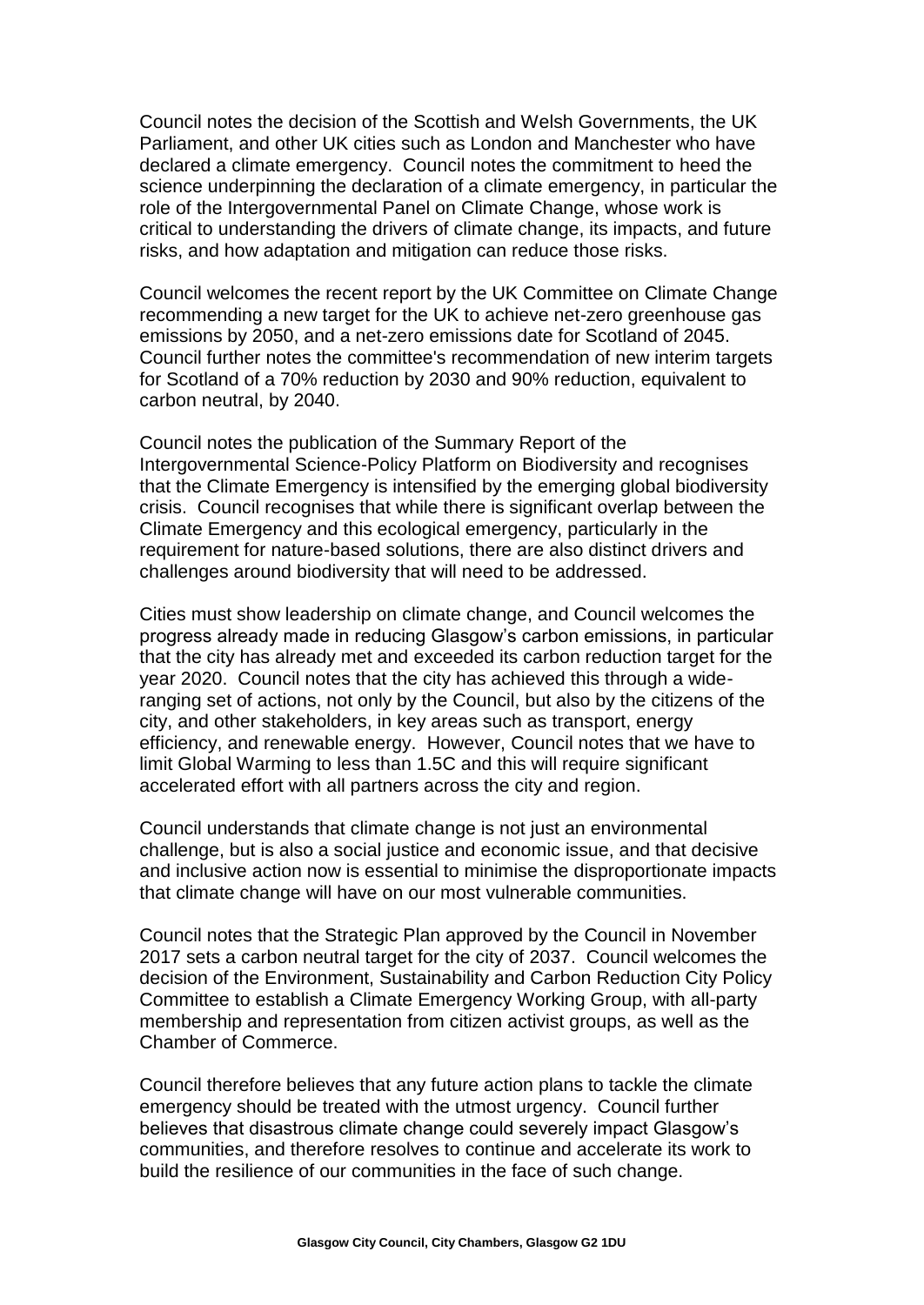Council notes the decision of the Scottish and Welsh Governments, the UK Parliament, and other UK cities such as London and Manchester who have declared a climate emergency. Council notes the commitment to heed the science underpinning the declaration of a climate emergency, in particular the role of the Intergovernmental Panel on Climate Change, whose work is critical to understanding the drivers of climate change, its impacts, and future risks, and how adaptation and mitigation can reduce those risks.

Council welcomes the recent report by the UK Committee on Climate Change recommending a new target for the UK to achieve net-zero greenhouse gas emissions by 2050, and a net-zero emissions date for Scotland of 2045. Council further notes the committee's recommendation of new interim targets for Scotland of a 70% reduction by 2030 and 90% reduction, equivalent to carbon neutral, by 2040.

Council notes the publication of the Summary Report of the Intergovernmental Science-Policy Platform on Biodiversity and recognises that the Climate Emergency is intensified by the emerging global biodiversity crisis. Council recognises that while there is significant overlap between the Climate Emergency and this ecological emergency, particularly in the requirement for nature-based solutions, there are also distinct drivers and challenges around biodiversity that will need to be addressed.

Cities must show leadership on climate change, and Council welcomes the progress already made in reducing Glasgow's carbon emissions, in particular that the city has already met and exceeded its carbon reduction target for the year 2020. Council notes that the city has achieved this through a wide-ranging set of actions, not only by the Council, but also by the citizens of the city, and other stakeholders, in key areas such as transport, energy efficiency, and renewable energy. However, Council notes that we have to limit Global Warming to less than 1.5C and this will require significant accelerated effort with all partners across the city and region.

Council understands that climate change is not just an environmental challenge, but is also a social justice and economic issue, and that decisive and inclusive action now is essential to minimise the disproportionate impacts that climate change will have on our most vulnerable communities.

Council notes that the Strategic Plan approved by the Council in November 2017 sets a carbon neutral target for the city of 2037. Council welcomes the decision of the Environment, Sustainability and Carbon Reduction City Policy Committee to establish a Climate Emergency Working Group, with all-party membership and representation from citizen activist groups, as well as the Chamber of Commerce.

Council therefore believes that any future action plans to tackle the climate emergency should be treated with the utmost urgency. Council further believes that disastrous climate change could severely impact Glasgow's communities, and therefore resolves to continue and accelerate its work to build the resilience of our communities in the face of such change.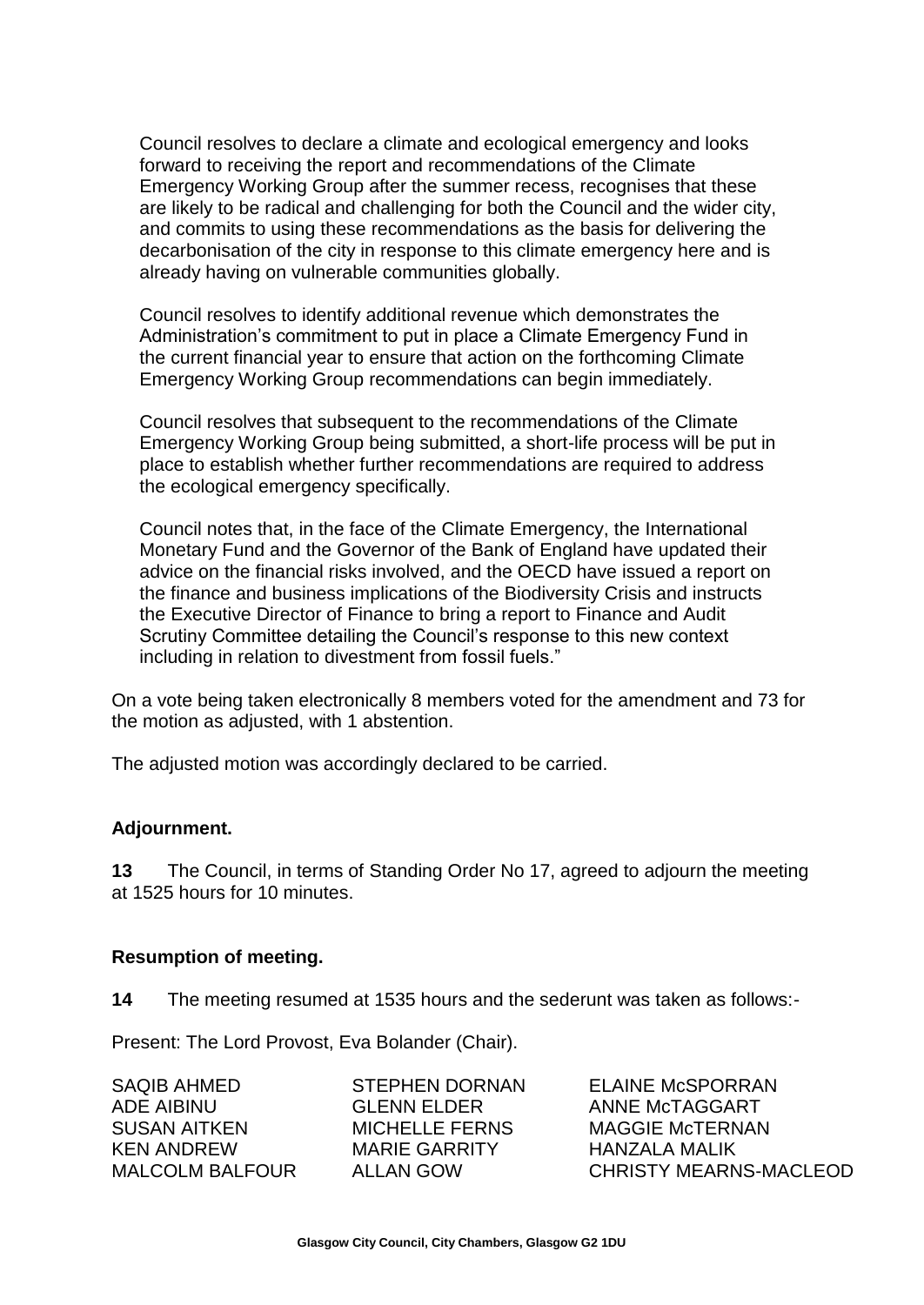Council resolves to declare a climate and ecological emergency and looks forward to receiving the report and recommendations of the Climate Emergency Working Group after the summer recess, recognises that these are likely to be radical and challenging for both the Council and the wider city, and commits to using these recommendations as the basis for delivering the decarbonisation of the city in response to this climate emergency here and is already having on vulnerable communities globally.

Council resolves to identify additional revenue which demonstrates the Administration's commitment to put in place a Climate Emergency Fund in the current financial year to ensure that action on the forthcoming Climate Emergency Working Group recommendations can begin immediately.

Council resolves that subsequent to the recommendations of the Climate Emergency Working Group being submitted, a short-life process will be put in place to establish whether further recommendations are required to address the ecological emergency specifically.

Council notes that, in the face of the Climate Emergency, the International Monetary Fund and the Governor of the Bank of England have updated their advice on the financial risks involved, and the OECD have issued a report on the finance and business implications of the Biodiversity Crisis and instructs the Executive Director of Finance to bring a report to Finance and Audit Scrutiny Committee detailing the Council's response to this new context including in relation to divestment from fossil fuels."

On a vote being taken electronically 8 members voted for the amendment and 73 for the motion as adjusted, with 1 abstention.

The adjusted motion was accordingly declared to be carried.

**Adjournment.**

**13** The Council, in terms of Standing Order No 17, agreed to adjourn the meeting at 1525 hours for 10 minutes.

**Resumption of meeting.**

**14** The meeting resumed at 1535 hours and the sederunt was taken as follows:-

Present: The Lord Provost, Eva Bolander (Chair).

SAQIB AHMED
ADE AIBINU
SUSAN AITKEN
KEN ANDREW
MALCOLM BALFOUR
STEPHEN DORNAN
GLENN ELDER
MICHELLE FERNS
MARIE GARRITY
ALLAN GOW
ELAINE McSPORRAN
ANNE McTAGGART
MAGGIE McTERNAN
HANZALA MALIK
CHRISTY MEARNS-MACLEOD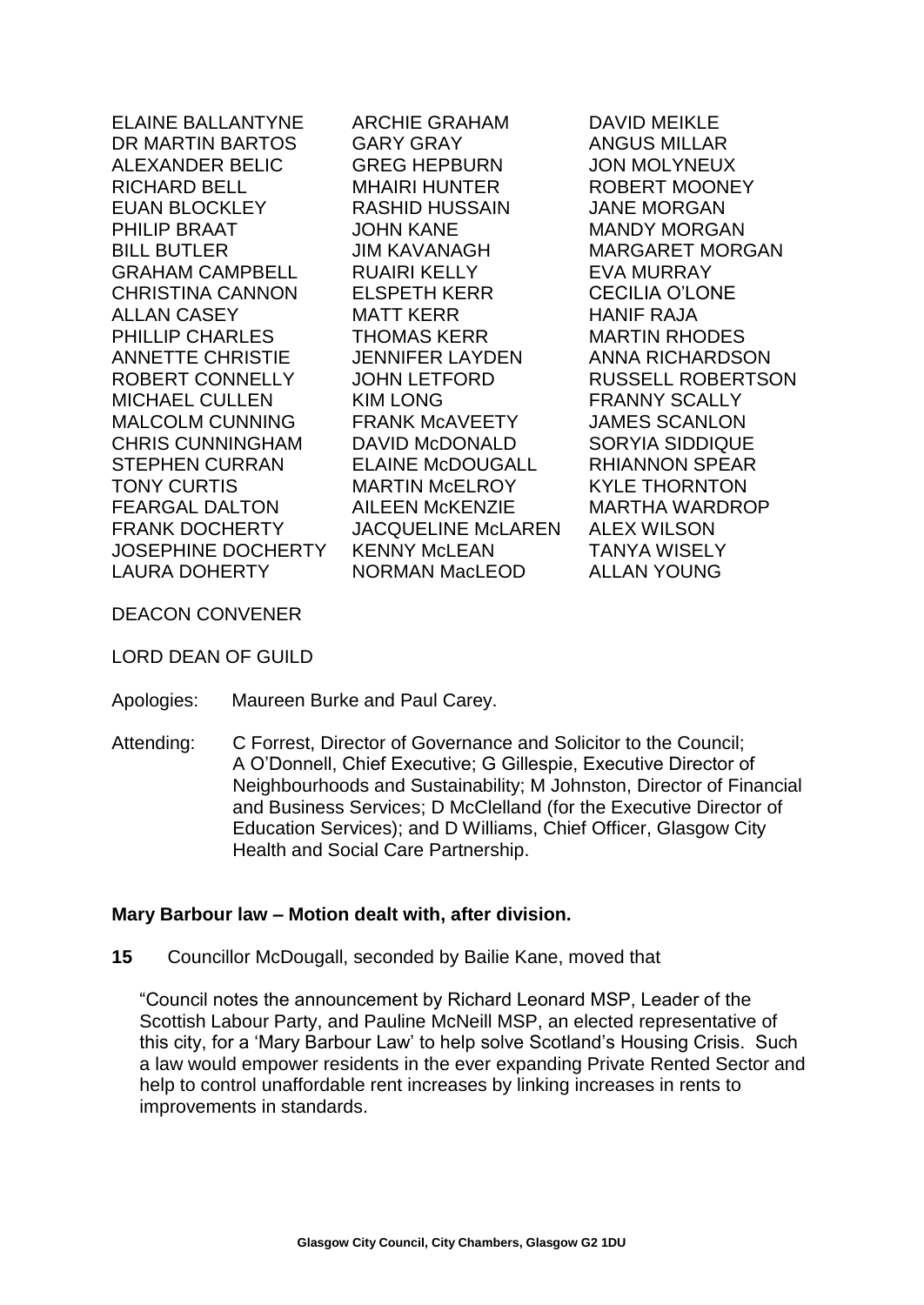ELAINE BALLANTYNE
DR MARTIN BARTOS
ALEXANDER BELIC
RICHARD BELL
EUAN BLOCKLEY
PHILIP BRAAT
BILL BUTLER
GRAHAM CAMPBELL
CHRISTINA CANNON
ALLAN CASEY
PHILLIP CHARLES
ANNETTE CHRISTIE
ROBERT CONNELLY
MICHAEL CULLEN
MALCOLM CUNNING
CHRIS CUNNINGHAM
STEPHEN CURRAN
TONY CURTIS
FEARGAL DALTON
FRANK DOCHERTY
JOSEPHINE DOCHERTY
LAURA DOHERTY
ARCHIE GRAHAM
GARY GRAY
GREG HEPBURN
MHAIRI HUNTER
RASHID HUSSAIN
JOHN KANE
JIM KAVANAGH
RUAIRI KELLY
ELSPETH KERR
MATT KERR
THOMAS KERR
JENNIFER LAYDEN
JOHN LETFORD
KIM LONG
FRANK McAVEETY
DAVID McDONALD
ELAINE McDOUGALL
MARTIN McELROY
AILEEN McKENZIE
JACQUELINE McLAREN
KENNY McLEAN
NORMAN MacLEOD
DAVID MEIKLE
ANGUS MILLAR
JON MOLYNEUX
ROBERT MOONEY
JANE MORGAN
MANDY MORGAN
MARGARET MORGAN
EVA MURRAY
CECILIA O'LONE
HANIF RAJA
MARTIN RHODES
ANNA RICHARDSON
RUSSELL ROBERTSON
FRANNY SCALLY
JAMES SCANLON
SORYIA SIDDIQUE
RHIANNON SPEAR
KYLE THORNTON
MARTHA WARDROP
ALEX WILSON
TANYA WISELY
ALLAN YOUNG

DEACON CONVENER

LORD DEAN OF GUILD

Apologies: Maureen Burke and Paul Carey.

Attending: C Forrest, Director of Governance and Solicitor to the Council; A O'Donnell, Chief Executive; G Gillespie, Executive Director of Neighbourhoods and Sustainability; M Johnston, Director of Financial and Business Services; D McClelland (for the Executive Director of Education Services); and D Williams, Chief Officer, Glasgow City Health and Social Care Partnership.

**Mary Barbour law – Motion dealt with, after division.**

**15** Councillor McDougall, seconded by Bailie Kane, moved that

"Council notes the announcement by Richard Leonard MSP, Leader of the Scottish Labour Party, and Pauline McNeill MSP, an elected representative of this city, for a 'Mary Barbour Law' to help solve Scotland's Housing Crisis. Such a law would empower residents in the ever expanding Private Rented Sector and help to control unaffordable rent increases by linking increases in rents to improvements in standards.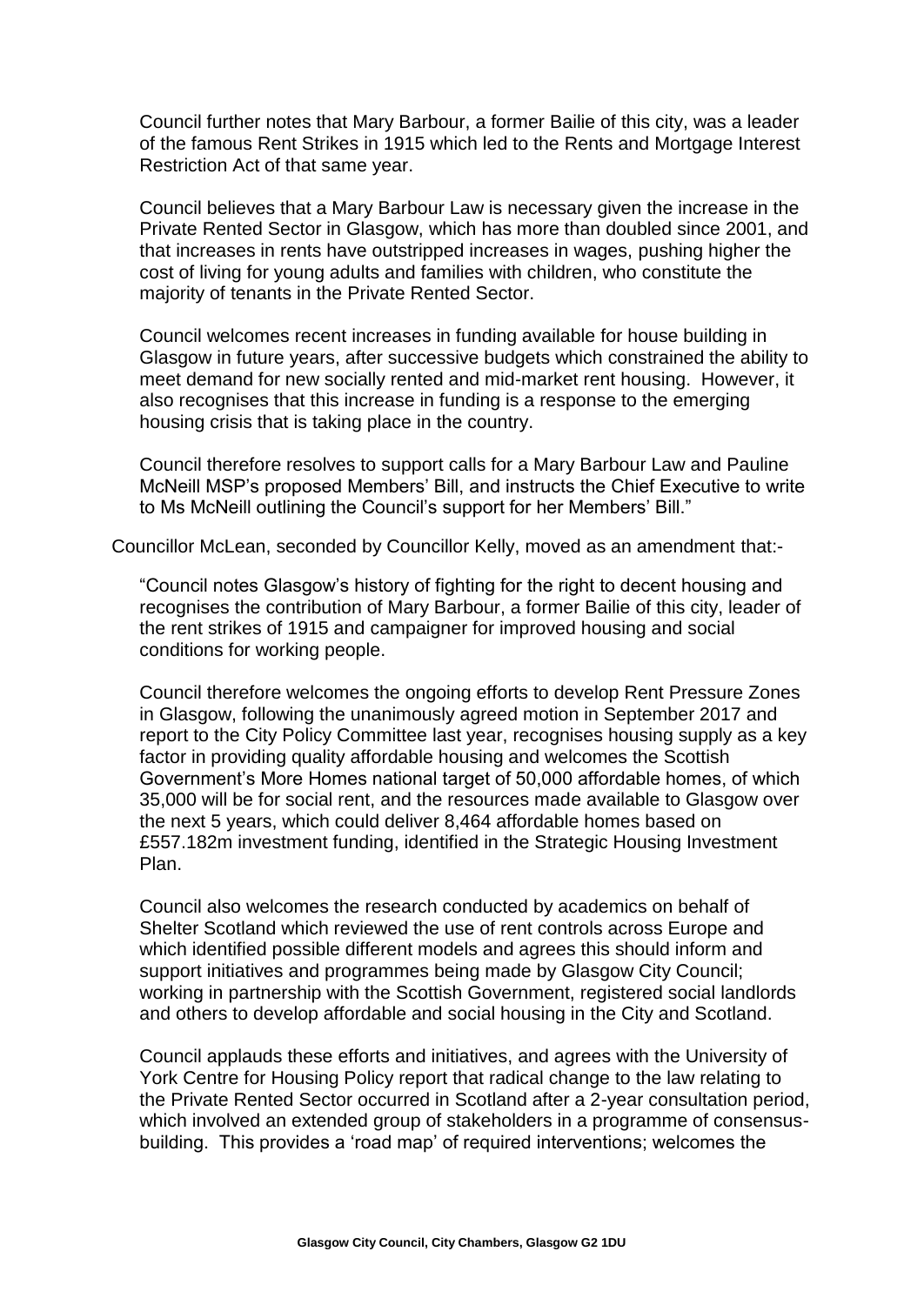Council further notes that Mary Barbour, a former Bailie of this city, was a leader of the famous Rent Strikes in 1915 which led to the Rents and Mortgage Interest Restriction Act of that same year.

Council believes that a Mary Barbour Law is necessary given the increase in the Private Rented Sector in Glasgow, which has more than doubled since 2001, and that increases in rents have outstripped increases in wages, pushing higher the cost of living for young adults and families with children, who constitute the majority of tenants in the Private Rented Sector.

Council welcomes recent increases in funding available for house building in Glasgow in future years, after successive budgets which constrained the ability to meet demand for new socially rented and mid-market rent housing. However, it also recognises that this increase in funding is a response to the emerging housing crisis that is taking place in the country.

Council therefore resolves to support calls for a Mary Barbour Law and Pauline McNeill MSP's proposed Members' Bill, and instructs the Chief Executive to write to Ms McNeill outlining the Council's support for her Members' Bill."

Councillor McLean, seconded by Councillor Kelly, moved as an amendment that:-

"Council notes Glasgow's history of fighting for the right to decent housing and recognises the contribution of Mary Barbour, a former Bailie of this city, leader of the rent strikes of 1915 and campaigner for improved housing and social conditions for working people.

Council therefore welcomes the ongoing efforts to develop Rent Pressure Zones in Glasgow, following the unanimously agreed motion in September 2017 and report to the City Policy Committee last year, recognises housing supply as a key factor in providing quality affordable housing and welcomes the Scottish Government's More Homes national target of 50,000 affordable homes, of which 35,000 will be for social rent, and the resources made available to Glasgow over the next 5 years, which could deliver 8,464 affordable homes based on £557.182m investment funding, identified in the Strategic Housing Investment Plan.

Council also welcomes the research conducted by academics on behalf of Shelter Scotland which reviewed the use of rent controls across Europe and which identified possible different models and agrees this should inform and support initiatives and programmes being made by Glasgow City Council; working in partnership with the Scottish Government, registered social landlords and others to develop affordable and social housing in the City and Scotland.

Council applauds these efforts and initiatives, and agrees with the University of York Centre for Housing Policy report that radical change to the law relating to the Private Rented Sector occurred in Scotland after a 2-year consultation period, which involved an extended group of stakeholders in a programme of consensus-building. This provides a 'road map' of required interventions; welcomes the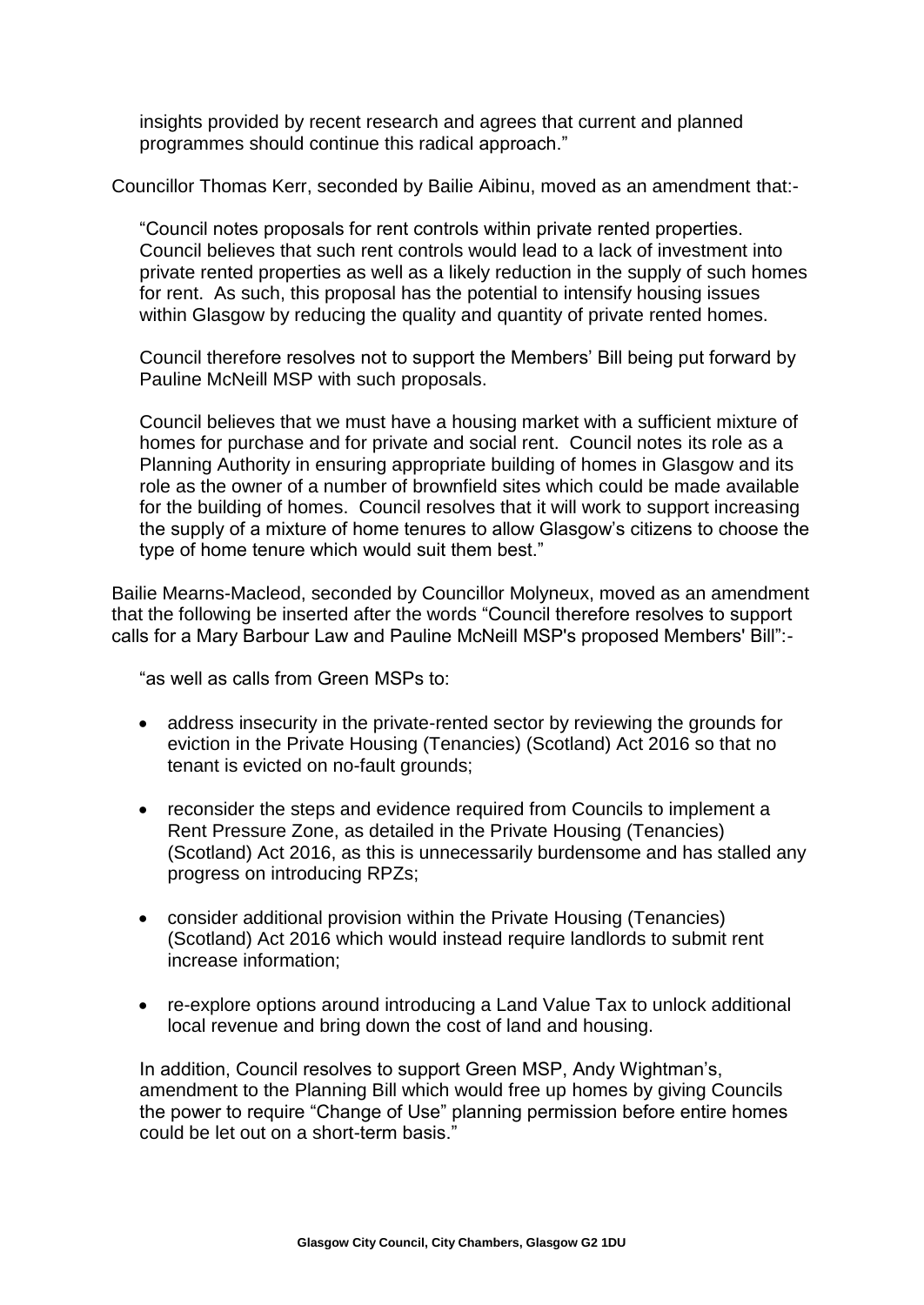insights provided by recent research and agrees that current and planned programmes should continue this radical approach."

Councillor Thomas Kerr, seconded by Bailie Aibinu, moved as an amendment that:-

> "Council notes proposals for rent controls within private rented properties. Council believes that such rent controls would lead to a lack of investment into private rented properties as well as a likely reduction in the supply of such homes for rent. As such, this proposal has the potential to intensify housing issues within Glasgow by reducing the quality and quantity of private rented homes.
>
> Council therefore resolves not to support the Members' Bill being put forward by Pauline McNeill MSP with such proposals.
>
> Council believes that we must have a housing market with a sufficient mixture of homes for purchase and for private and social rent. Council notes its role as a Planning Authority in ensuring appropriate building of homes in Glasgow and its role as the owner of a number of brownfield sites which could be made available for the building of homes. Council resolves that it will work to support increasing the supply of a mixture of home tenures to allow Glasgow's citizens to choose the type of home tenure which would suit them best."

Bailie Mearns-Macleod, seconded by Councillor Molyneux, moved as an amendment that the following be inserted after the words "Council therefore resolves to support calls for a Mary Barbour Law and Pauline McNeill MSP's proposed Members' Bill":-

> "as well as calls from Green MSPs to:
>
> - address insecurity in the private-rented sector by reviewing the grounds for eviction in the Private Housing (Tenancies) (Scotland) Act 2016 so that no tenant is evicted on no-fault grounds;
> - reconsider the steps and evidence required from Councils to implement a Rent Pressure Zone, as detailed in the Private Housing (Tenancies) (Scotland) Act 2016, as this is unnecessarily burdensome and has stalled any progress on introducing RPZs;
> - consider additional provision within the Private Housing (Tenancies) (Scotland) Act 2016 which would instead require landlords to submit rent increase information;
> - re-explore options around introducing a Land Value Tax to unlock additional local revenue and bring down the cost of land and housing.
>
> In addition, Council resolves to support Green MSP, Andy Wightman's, amendment to the Planning Bill which would free up homes by giving Councils the power to require "Change of Use" planning permission before entire homes could be let out on a short-term basis."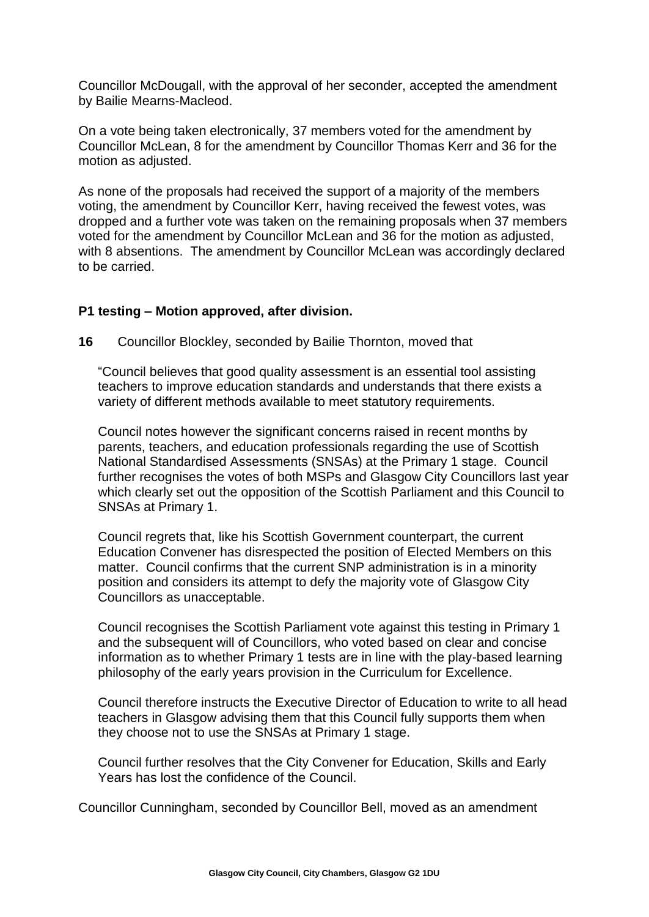Councillor McDougall, with the approval of her seconder, accepted the amendment by Bailie Mearns-Macleod.

On a vote being taken electronically, 37 members voted for the amendment by Councillor McLean, 8 for the amendment by Councillor Thomas Kerr and 36 for the motion as adjusted.

As none of the proposals had received the support of a majority of the members voting, the amendment by Councillor Kerr, having received the fewest votes, was dropped and a further vote was taken on the remaining proposals when 37 members voted for the amendment by Councillor McLean and 36 for the motion as adjusted, with 8 absentions. The amendment by Councillor McLean was accordingly declared to be carried.

**P1 testing – Motion approved, after division.**

**16** Councillor Blockley, seconded by Bailie Thornton, moved that

"Council believes that good quality assessment is an essential tool assisting teachers to improve education standards and understands that there exists a variety of different methods available to meet statutory requirements.

Council notes however the significant concerns raised in recent months by parents, teachers, and education professionals regarding the use of Scottish National Standardised Assessments (SNSAs) at the Primary 1 stage. Council further recognises the votes of both MSPs and Glasgow City Councillors last year which clearly set out the opposition of the Scottish Parliament and this Council to SNSAs at Primary 1.

Council regrets that, like his Scottish Government counterpart, the current Education Convener has disrespected the position of Elected Members on this matter. Council confirms that the current SNP administration is in a minority position and considers its attempt to defy the majority vote of Glasgow City Councillors as unacceptable.

Council recognises the Scottish Parliament vote against this testing in Primary 1 and the subsequent will of Councillors, who voted based on clear and concise information as to whether Primary 1 tests are in line with the play-based learning philosophy of the early years provision in the Curriculum for Excellence.

Council therefore instructs the Executive Director of Education to write to all head teachers in Glasgow advising them that this Council fully supports them when they choose not to use the SNSAs at Primary 1 stage.

Council further resolves that the City Convener for Education, Skills and Early Years has lost the confidence of the Council.

Councillor Cunningham, seconded by Councillor Bell, moved as an amendment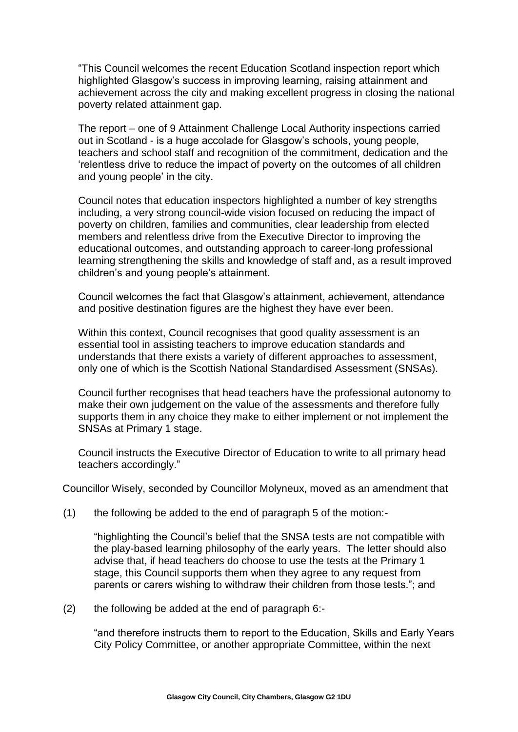"This Council welcomes the recent Education Scotland inspection report which highlighted Glasgow's success in improving learning, raising attainment and achievement across the city and making excellent progress in closing the national poverty related attainment gap.

The report – one of 9 Attainment Challenge Local Authority inspections carried out in Scotland - is a huge accolade for Glasgow's schools, young people, teachers and school staff and recognition of the commitment, dedication and the 'relentless drive to reduce the impact of poverty on the outcomes of all children and young people' in the city.

Council notes that education inspectors highlighted a number of key strengths including, a very strong council-wide vision focused on reducing the impact of poverty on children, families and communities, clear leadership from elected members and relentless drive from the Executive Director to improving the educational outcomes, and outstanding approach to career-long professional learning strengthening the skills and knowledge of staff and, as a result improved children's and young people's attainment.

Council welcomes the fact that Glasgow's attainment, achievement, attendance and positive destination figures are the highest they have ever been.

Within this context, Council recognises that good quality assessment is an essential tool in assisting teachers to improve education standards and understands that there exists a variety of different approaches to assessment, only one of which is the Scottish National Standardised Assessment (SNSAs).

Council further recognises that head teachers have the professional autonomy to make their own judgement on the value of the assessments and therefore fully supports them in any choice they make to either implement or not implement the SNSAs at Primary 1 stage.

Council instructs the Executive Director of Education to write to all primary head teachers accordingly."

Councillor Wisely, seconded by Councillor Molyneux, moved as an amendment that

(1) the following be added to the end of paragraph 5 of the motion:-

"highlighting the Council's belief that the SNSA tests are not compatible with the play-based learning philosophy of the early years. The letter should also advise that, if head teachers do choose to use the tests at the Primary 1 stage, this Council supports them when they agree to any request from parents or carers wishing to withdraw their children from those tests."; and

(2) the following be added at the end of paragraph 6:-

"and therefore instructs them to report to the Education, Skills and Early Years City Policy Committee, or another appropriate Committee, within the next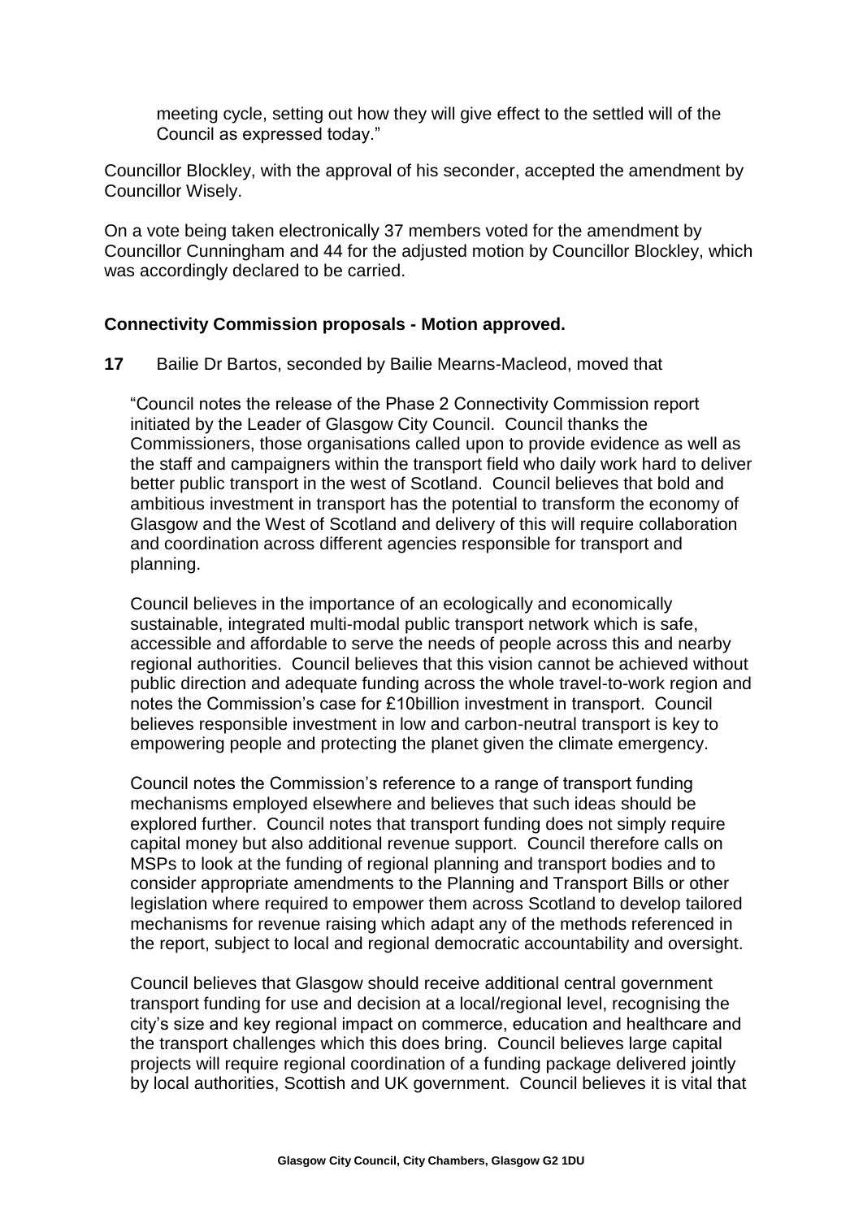meeting cycle, setting out how they will give effect to the settled will of the Council as expressed today."

Councillor Blockley, with the approval of his seconder, accepted the amendment by Councillor Wisely.

On a vote being taken electronically 37 members voted for the amendment by Councillor Cunningham and 44 for the adjusted motion by Councillor Blockley, which was accordingly declared to be carried.

**Connectivity Commission proposals - Motion approved.**

**17** Bailie Dr Bartos, seconded by Bailie Mearns-Macleod, moved that

"Council notes the release of the Phase 2 Connectivity Commission report initiated by the Leader of Glasgow City Council. Council thanks the Commissioners, those organisations called upon to provide evidence as well as the staff and campaigners within the transport field who daily work hard to deliver better public transport in the west of Scotland. Council believes that bold and ambitious investment in transport has the potential to transform the economy of Glasgow and the West of Scotland and delivery of this will require collaboration and coordination across different agencies responsible for transport and planning.

Council believes in the importance of an ecologically and economically sustainable, integrated multi-modal public transport network which is safe, accessible and affordable to serve the needs of people across this and nearby regional authorities. Council believes that this vision cannot be achieved without public direction and adequate funding across the whole travel-to-work region and notes the Commission's case for £10billion investment in transport. Council believes responsible investment in low and carbon-neutral transport is key to empowering people and protecting the planet given the climate emergency.

Council notes the Commission's reference to a range of transport funding mechanisms employed elsewhere and believes that such ideas should be explored further. Council notes that transport funding does not simply require capital money but also additional revenue support. Council therefore calls on MSPs to look at the funding of regional planning and transport bodies and to consider appropriate amendments to the Planning and Transport Bills or other legislation where required to empower them across Scotland to develop tailored mechanisms for revenue raising which adapt any of the methods referenced in the report, subject to local and regional democratic accountability and oversight.

Council believes that Glasgow should receive additional central government transport funding for use and decision at a local/regional level, recognising the city's size and key regional impact on commerce, education and healthcare and the transport challenges which this does bring. Council believes large capital projects will require regional coordination of a funding package delivered jointly by local authorities, Scottish and UK government. Council believes it is vital that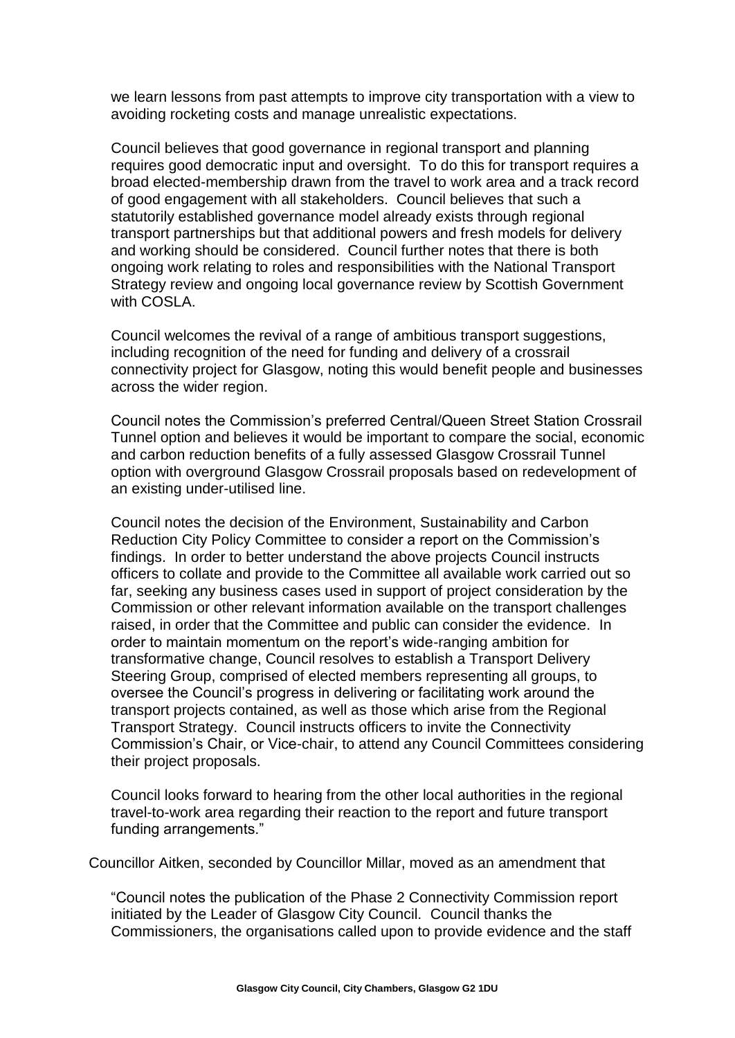we learn lessons from past attempts to improve city transportation with a view to avoiding rocketing costs and manage unrealistic expectations.

Council believes that good governance in regional transport and planning requires good democratic input and oversight. To do this for transport requires a broad elected-membership drawn from the travel to work area and a track record of good engagement with all stakeholders. Council believes that such a statutorily established governance model already exists through regional transport partnerships but that additional powers and fresh models for delivery and working should be considered. Council further notes that there is both ongoing work relating to roles and responsibilities with the National Transport Strategy review and ongoing local governance review by Scottish Government with COSLA.

Council welcomes the revival of a range of ambitious transport suggestions, including recognition of the need for funding and delivery of a crossrail connectivity project for Glasgow, noting this would benefit people and businesses across the wider region.

Council notes the Commission's preferred Central/Queen Street Station Crossrail Tunnel option and believes it would be important to compare the social, economic and carbon reduction benefits of a fully assessed Glasgow Crossrail Tunnel option with overground Glasgow Crossrail proposals based on redevelopment of an existing under-utilised line.

Council notes the decision of the Environment, Sustainability and Carbon Reduction City Policy Committee to consider a report on the Commission's findings. In order to better understand the above projects Council instructs officers to collate and provide to the Committee all available work carried out so far, seeking any business cases used in support of project consideration by the Commission or other relevant information available on the transport challenges raised, in order that the Committee and public can consider the evidence. In order to maintain momentum on the report's wide-ranging ambition for transformative change, Council resolves to establish a Transport Delivery Steering Group, comprised of elected members representing all groups, to oversee the Council's progress in delivering or facilitating work around the transport projects contained, as well as those which arise from the Regional Transport Strategy. Council instructs officers to invite the Connectivity Commission's Chair, or Vice-chair, to attend any Council Committees considering their project proposals.

Council looks forward to hearing from the other local authorities in the regional travel-to-work area regarding their reaction to the report and future transport funding arrangements."

Councillor Aitken, seconded by Councillor Millar, moved as an amendment that

"Council notes the publication of the Phase 2 Connectivity Commission report initiated by the Leader of Glasgow City Council. Council thanks the Commissioners, the organisations called upon to provide evidence and the staff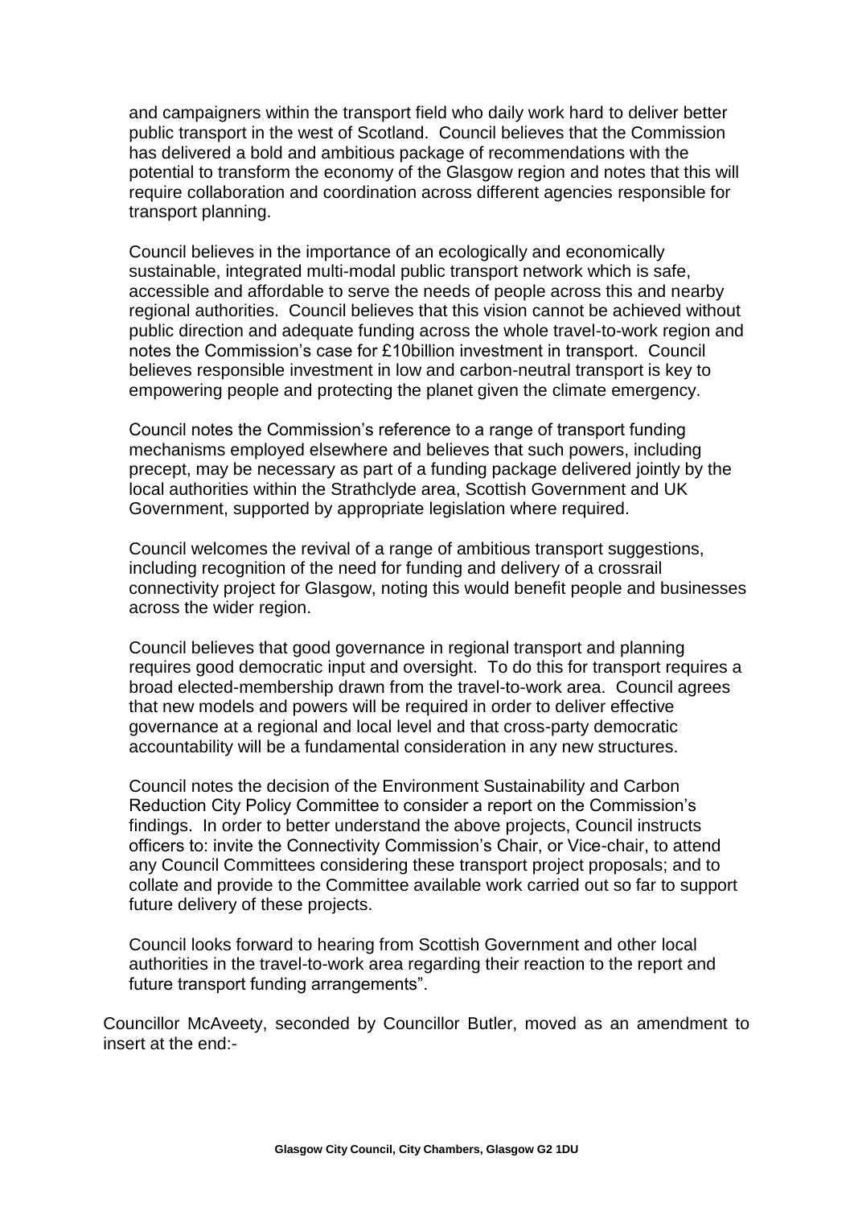and campaigners within the transport field who daily work hard to deliver better public transport in the west of Scotland. Council believes that the Commission has delivered a bold and ambitious package of recommendations with the potential to transform the economy of the Glasgow region and notes that this will require collaboration and coordination across different agencies responsible for transport planning.

Council believes in the importance of an ecologically and economically sustainable, integrated multi-modal public transport network which is safe, accessible and affordable to serve the needs of people across this and nearby regional authorities. Council believes that this vision cannot be achieved without public direction and adequate funding across the whole travel-to-work region and notes the Commission's case for £10billion investment in transport. Council believes responsible investment in low and carbon-neutral transport is key to empowering people and protecting the planet given the climate emergency.

Council notes the Commission's reference to a range of transport funding mechanisms employed elsewhere and believes that such powers, including precept, may be necessary as part of a funding package delivered jointly by the local authorities within the Strathclyde area, Scottish Government and UK Government, supported by appropriate legislation where required.

Council welcomes the revival of a range of ambitious transport suggestions, including recognition of the need for funding and delivery of a crossrail connectivity project for Glasgow, noting this would benefit people and businesses across the wider region.

Council believes that good governance in regional transport and planning requires good democratic input and oversight. To do this for transport requires a broad elected-membership drawn from the travel-to-work area. Council agrees that new models and powers will be required in order to deliver effective governance at a regional and local level and that cross-party democratic accountability will be a fundamental consideration in any new structures.

Council notes the decision of the Environment Sustainability and Carbon Reduction City Policy Committee to consider a report on the Commission's findings. In order to better understand the above projects, Council instructs officers to: invite the Connectivity Commission's Chair, or Vice-chair, to attend any Council Committees considering these transport project proposals; and to collate and provide to the Committee available work carried out so far to support future delivery of these projects.

Council looks forward to hearing from Scottish Government and other local authorities in the travel-to-work area regarding their reaction to the report and future transport funding arrangements".

Councillor McAveety, seconded by Councillor Butler, moved as an amendment to insert at the end:-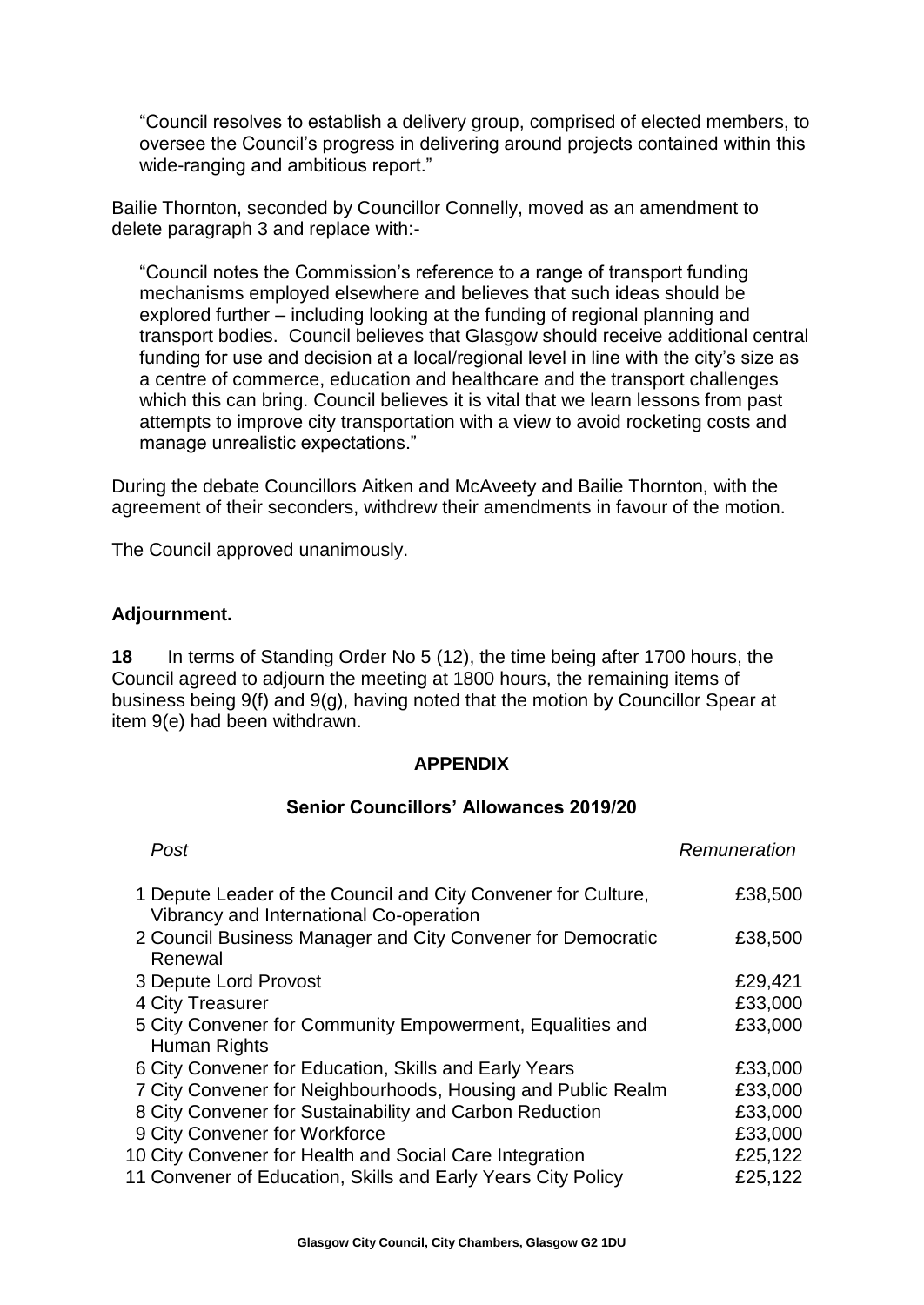"Council resolves to establish a delivery group, comprised of elected members, to oversee the Council's progress in delivering around projects contained within this wide-ranging and ambitious report."

Bailie Thornton, seconded by Councillor Connelly, moved as an amendment to delete paragraph 3 and replace with:-

"Council notes the Commission's reference to a range of transport funding mechanisms employed elsewhere and believes that such ideas should be explored further – including looking at the funding of regional planning and transport bodies. Council believes that Glasgow should receive additional central funding for use and decision at a local/regional level in line with the city's size as a centre of commerce, education and healthcare and the transport challenges which this can bring. Council believes it is vital that we learn lessons from past attempts to improve city transportation with a view to avoid rocketing costs and manage unrealistic expectations."

During the debate Councillors Aitken and McAveety and Bailie Thornton, with the agreement of their seconders, withdrew their amendments in favour of the motion.

The Council approved unanimously.

**Adjournment.**

**18** In terms of Standing Order No 5 (12), the time being after 1700 hours, the Council agreed to adjourn the meeting at 1800 hours, the remaining items of business being 9(f) and 9(g), having noted that the motion by Councillor Spear at item 9(e) had been withdrawn.

## APPENDIX

### Senior Councillors' Allowances 2019/20

| *Post* | *Remuneration* |
|---|---|
| 1 Depute Leader of the Council and City Convener for Culture, Vibrancy and International Co-operation | £38,500 |
| 2 Council Business Manager and City Convener for Democratic Renewal | £38,500 |
| 3 Depute Lord Provost | £29,421 |
| 4 City Treasurer | £33,000 |
| 5 City Convener for Community Empowerment, Equalities and Human Rights | £33,000 |
| 6 City Convener for Education, Skills and Early Years | £33,000 |
| 7 City Convener for Neighbourhoods, Housing and Public Realm | £33,000 |
| 8 City Convener for Sustainability and Carbon Reduction | £33,000 |
| 9 City Convener for Workforce | £33,000 |
| 10 City Convener for Health and Social Care Integration | £25,122 |
| 11 Convener of Education, Skills and Early Years City Policy | £25,122 |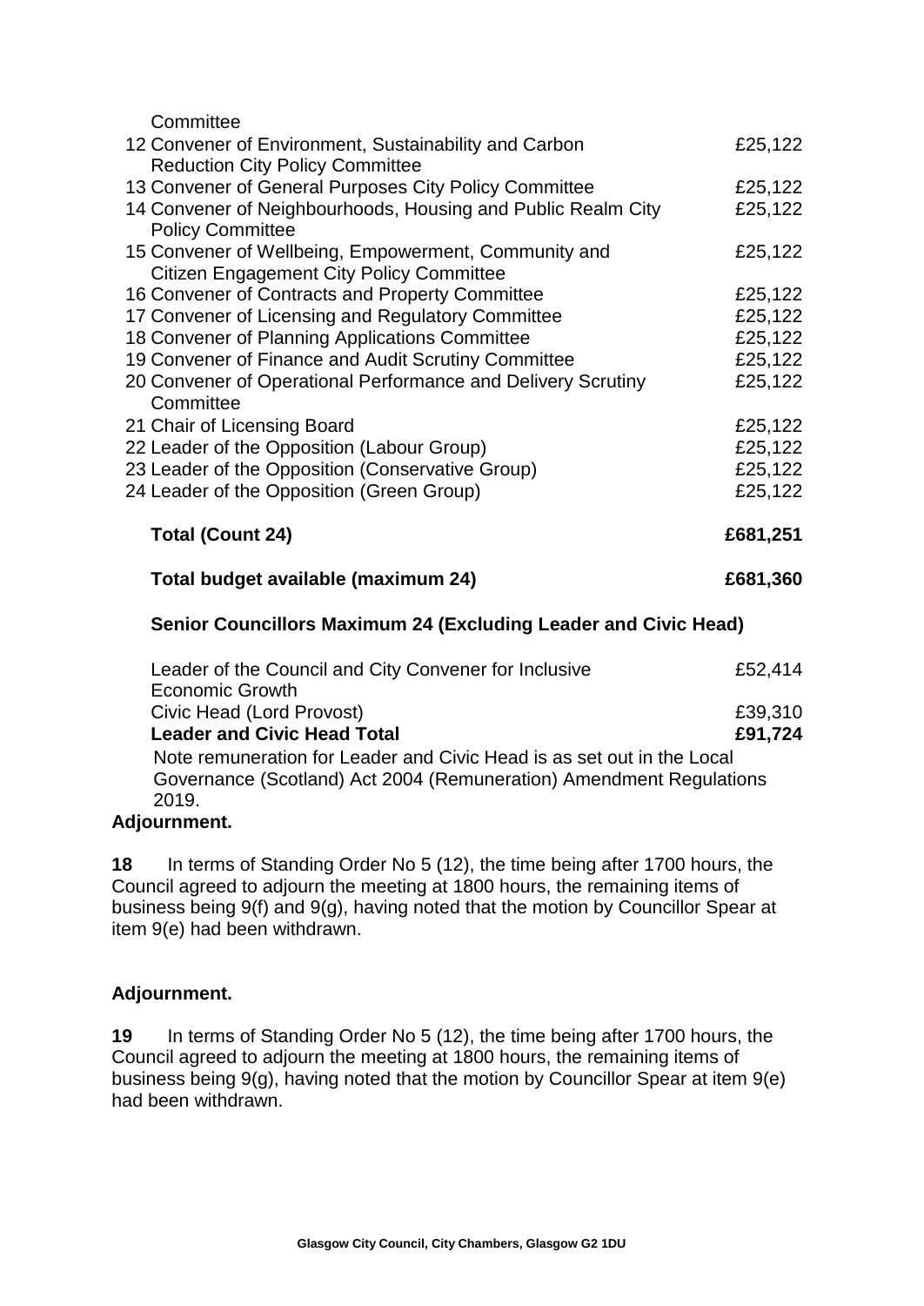| | |
|---|---|
| Committee | |
| 12 Convener of Environment, Sustainability and Carbon Reduction City Policy Committee | £25,122 |
| 13 Convener of General Purposes City Policy Committee | £25,122 |
| 14 Convener of Neighbourhoods, Housing and Public Realm City Policy Committee | £25,122 |
| 15 Convener of Wellbeing, Empowerment, Community and Citizen Engagement City Policy Committee | £25,122 |
| 16 Convener of Contracts and Property Committee | £25,122 |
| 17 Convener of Licensing and Regulatory Committee | £25,122 |
| 18 Convener of Planning Applications Committee | £25,122 |
| 19 Convener of Finance and Audit Scrutiny Committee | £25,122 |
| 20 Convener of Operational Performance and Delivery Scrutiny Committee | £25,122 |
| 21 Chair of Licensing Board | £25,122 |
| 22 Leader of the Opposition (Labour Group) | £25,122 |
| 23 Leader of the Opposition (Conservative Group) | £25,122 |
| 24 Leader of the Opposition (Green Group) | £25,122 |
| **Total (Count 24)** | **£681,251** |
| **Total budget available (maximum 24)** | **£681,360** |

**Senior Councillors Maximum 24 (Excluding Leader and Civic Head)**

| | |
|---|---|
| Leader of the Council and City Convener for Inclusive Economic Growth | £52,414 |
| Civic Head (Lord Provost) | £39,310 |
| **Leader and Civic Head Total** | **£91,724** |

Note remuneration for Leader and Civic Head is as set out in the Local Governance (Scotland) Act 2004 (Remuneration) Amendment Regulations 2019.

**Adjournment.**

**18** In terms of Standing Order No 5 (12), the time being after 1700 hours, the Council agreed to adjourn the meeting at 1800 hours, the remaining items of business being 9(f) and 9(g), having noted that the motion by Councillor Spear at item 9(e) had been withdrawn.

**Adjournment.**

**19** In terms of Standing Order No 5 (12), the time being after 1700 hours, the Council agreed to adjourn the meeting at 1800 hours, the remaining items of business being 9(g), having noted that the motion by Councillor Spear at item 9(e) had been withdrawn.